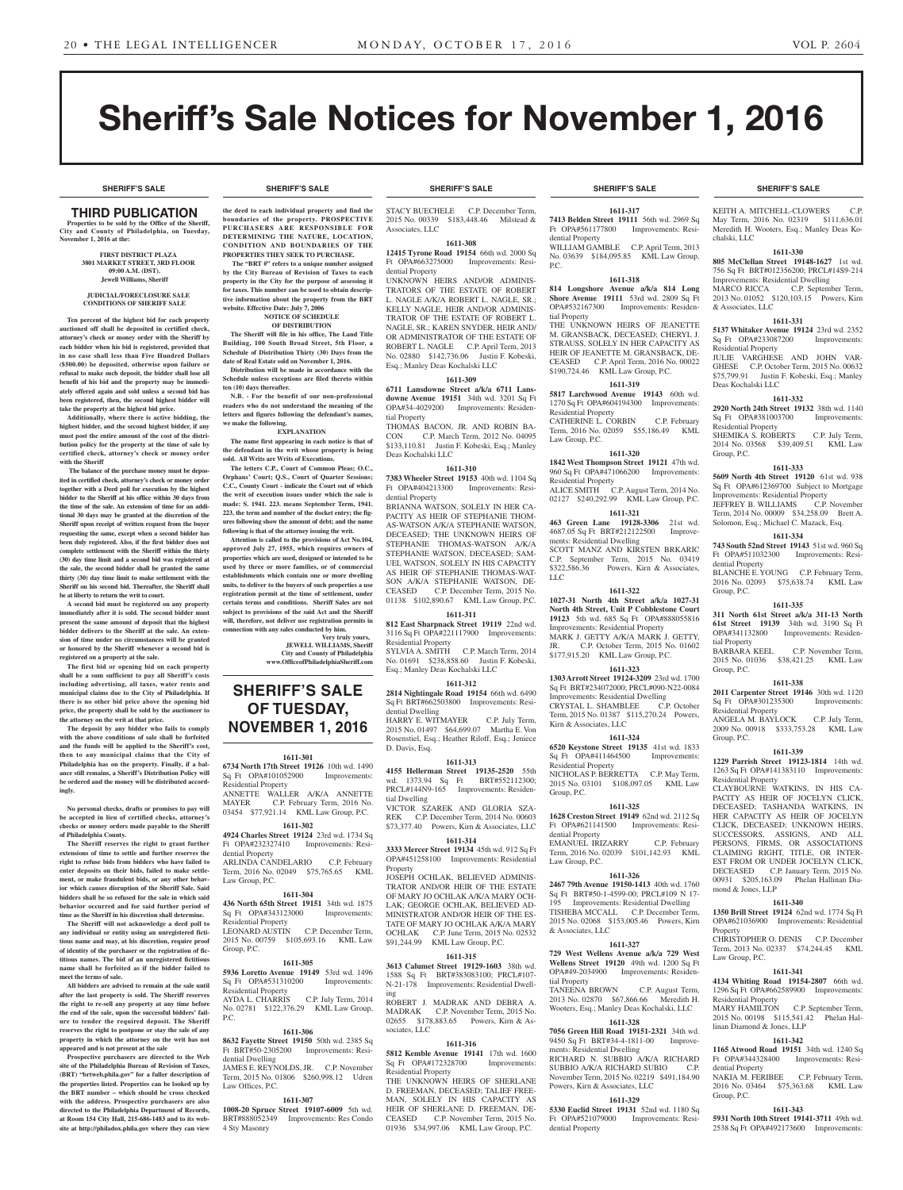# Sheriff's Sale Notices for November 1, 2016

SHERIFF'S SALE

### THIRD PUBLICATION

**Properties to be sold by the Office of the Sheriff, City and County of Philadelphia, on Tuesday, November 1, 2016 at the:**

**FIRST DISTRICT PLAZA**
**3801 MARKET STREET, 3RD FLOOR**
**09:00 A.M. (DST).**
**Jewell Williams, Sheriff**

**JUDICIAL/FORECLOSURE SALE CONDITIONS OF SHERIFF SALE**

**Ten percent of the highest bid for each property auctioned off shall be deposited in certified check, attorney's check or money order with the Sheriff by each bidder when his bid is registered, provided that in no case shall less than Five Hundred Dollars ($500.00) be deposited, otherwise upon failure or refusal to make such deposit, the bidder shall lose all benefit of his bid and the property may be immediately offered again and sold unless a second bid has been registered, then, the second highest bidder will take the property at the highest bid price.**

**Additionally, where there is active bidding, the highest bidder, and the second highest bidder, if any must post the entire amount of the cost of the distribution policy for the property at the time of sale by certified check, attorney's check or money order with the Sheriff**

**The balance of the purchase money must be deposited in certified check, attorney's check or money order together with a Deed poll for execution by the highest bidder to the Sheriff at his office within 30 days from the time of the sale. An extension of time for an additional 30 days may be granted at the discretion of the Sheriff upon receipt of written request from the buyer requesting the same, except when a second bidder has been duly registered. Also, if the first bidder does not complete settlement with the Sheriff within the thirty (30) day time limit and a second bid was registered at the sale, the second bidder shall be granted the same thirty (30) day time limit to make settlement with the Sheriff on his second bid. Thereafter, the Sheriff shall be at liberty to return the writ to court.**

**A second bid must be registered on any property immediately after it is sold. The second bidder must present the same amount of deposit that the highest bidder delivers to the Sheriff at the sale. An extension of time under no circumstances will be granted or honored by the Sheriff whenever a second bid is registered on a property at the sale.**

**The first bid or opening bid on each property shall be a sum sufficient to pay all Sheriff's costs including advertising, all taxes, water rents and municipal claims due to the City of Philadelphia. If there is no other bid price above the opening bid price, the property shall be sold by the auctioneer to the attorney on the writ at that price.**

**The deposit by any bidder who fails to comply with the above conditions of sale shall be forfeited and the funds will be applied to the Sheriff's cost, then to any municipal claims that the City of Philadelphia has on the property. Finally, if a balance still remains, a Sheriff's Distribution Policy will be ordered and the money will be distributed accordingly.**

**No personal checks, drafts or promises to pay will be accepted in lieu of certified checks, attorney's checks or money orders made payable to the Sheriff of Philadelphia County.**

**The Sheriff reserves the right to grant further extensions of time to settle and further reserves the right to refuse bids from bidders who have failed to enter deposits on their bids, failed to make settlement, or make fraudulent bids, or any other behavior which causes disruption of the Sheriff Sale. Said bidders shall be so refused for the sale in which said behavior occurred and for said further period of time as the Sheriff in his discretion shall determine.**

**The Sheriff will not acknowledge a deed poll to any individual or entity using an unregistered fictitious name and may, at his discretion, require proof of identity of the purchaser or the registration of fictitious names. The bid of an unregistered fictitious name shall be forfeited as if the bidder failed to meet the terms of sale.**

**All bidders are advised to remain at the sale until after the last property is sold. The Sheriff reserves the right to re-sell any property at any time before the end of the sale, upon the successful bidders' failure to tender the required deposit. The Sheriff reserves the right to postpone or stay the sale of any property in which the attorney on the writ has not appeared and is not present at the sale**

**Prospective purchasers are directed to the Web site of the Philadelphia Bureau of Revision of Taxes, (BRT) "brtweb.phila.gov" for a fuller description of the properties listed. Properties can be looked up by the BRT number – which should be cross checked with the address. Prospective purchasers are also directed to the Philadelphia Department of Records, at Room 154 City Hall, 215-686-1483 and to its website at http://philadox.phila.gov where they can view the deed to each individual property and find the boundaries of the property. PROSPECTIVE PURCHASERS ARE RESPONSIBLE FOR DETERMINING THE NATURE, LOCATION, CONDITION AND BOUNDARIES OF THE PROPERTIES THEY SEEK TO PURCHASE.**

**The "BRT #" refers to a unique number assigned by the City Bureau of Revision of Taxes to each property in the City for the purpose of assessing it for taxes. This number can be used to obtain descriptive information about the property from the BRT website. Effective Date: July 7, 2006**

**NOTICE OF SCHEDULE OF DISTRIBUTION**

**The Sheriff will file in his office, The Land Title Building, 100 South Broad Street, 5th Floor, a Schedule of Distribution Thirty (30) Days from the date of Real Estate sold on November 1, 2016.**

**Distribution will be made in accordance with the Schedule unless exceptions are filed thereto within ten (10) days thereafter.**

**N.B. - For the benefit of our non-professional readers who do not understand the meaning of the letters and figures following the defendant's names, we make the following.**

**EXPLANATION**

**The name first appearing in each notice is that of the defendant in the writ whose property is being sold. All Writs are Writs of Executions.**

**The letters C.P., Court of Common Pleas; O.C., Orphans' Court; Q.S., Court of Quarter Sessions; C.C., County Court - indicate the Court out of which the writ of execution issues under which the sale is made: S. 1941. 223. means September Term, 1941. 223, the term and number of the docket entry; the figures following show the amount of debt; and the name following is that of the attorney issuing the writ.**

**Attention is called to the provisions of Act No.104, approved July 27, 1955, which requires owners of properties which are used, designed or intended to be used by three or more families, or of commercial establishments which contain one or more dwelling units, to deliver to the buyers of such properties a use registration permit at the time of settlement, under certain terms and conditions. Sheriff Sales are not subject to provisions of the said Act and the Sheriff will, therefore, not deliver use registration permits in connection with any sales conducted by him.**

**Very truly yours,**
**JEWELL WILLIAMS, Sheriff**
**City and County of Philadelphia**
**www.OfficeofPhiladelphiaSheriff.com**

## SHERIFF'S SALE OF TUESDAY, NOVEMBER 1, 2016

**1611-301**
**6734 North 17th Street 19126** 10th wd. 1490 Sq Ft OPA#101052900 Improvements: Residential Property
ANNETTE WALLER A/K/A ANNETTE MAYER C.P. February Term, 2016 No. 03454 $77,921.14 KML Law Group, P.C.

**1611-302**
**4924 Charles Street 19124** 23rd wd. 1734 Sq Ft OPA#232327410 Improvements: Residential Property
ARLINDA CANDELARIO C.P. February Term, 2016 No. 02049 $75,765.65 KML Law Group, P.C.

**1611-304**
**436 North 65th Street 19151** 34th wd. 1875 Sq Ft OPA#343123000 Improvements: Residential Property
LEONARD AUSTIN C.P. December Term, 2015 No. 00759 $105,693.16 KML Law Group, P.C.

**1611-305**
**5936 Loretto Avenue 19149** 53rd wd. 1496 Sq Ft OPA#531310200 Improvements: Residential Property
AYDA L. CHARRIS C.P. July Term, 2014 No. 02781 $122,376.29 KML Law Group, P.C.

**1611-306**
**8632 Fayette Street 19150** 50th wd. 2385 Sq Ft BRT#50-2305200 Improvements: Residential Dwelling
JAMES E. REYNOLDS, JR. C.P. November Term, 2015 No. 01806 $260,998.12 Udren Law Offices, P.C.

**1611-307**
**1008-20 Spruce Street 19107-6009** 5th wd. BRT#888052349 Improvements: Res Condo 4 Sty Masonry
STACY BUECHELE C.P. December Term, 2015 No. 00339 $183,448.46 Milstead & Associates, LLC

**1611-308**
**12415 Tyrone Road 19154** 66th wd. 2000 Sq Ft OPA#663275000 Improvements: Residential Property
UNKNOWN HEIRS AND/OR ADMINISTRATORS OF THE ESTATE OF ROBERT L. NAGLE A/K/A ROBERT L. NAGLE, SR.; KELLY NAGLE, HEIR AND/OR ADMINISTRATOR OF THE ESTATE OF ROBERT L. NAGLE, SR.; KAREN SNYDER, HEIR AND/OR ADMINISTRATOR OF THE ESTATE OF ROBERT L. NAGLE C.P. April Term, 2013 No. 02880 $142,736.06 Justin F. Kobeski, Esq.; Manley Deas Kochalski LLC

**1611-309**
**6711 Lansdowne Avenue a/k/a 6711 Lansdowne Avenue 19151** 34th wd. 3201 Sq Ft OPA#34-4029200 Improvements: Residential Property
THOMAS BACON, JR. AND ROBIN BACON C.P. March Term, 2012 No. 04095 $133,110.81 Justin F. Kobeski, Esq.; Manley Deas Kochalski LLC

**1611-310**
**7383 Wheeler Street 19153** 40th wd. 1104 Sq Ft OPA#404213300 Improvements: Residential Property
BRIANNA WATSON, SOLELY IN HER CAPACITY AS HEIR OF STEPHANIE THOMAS-WATSON A/K/A STEPHANIE WATSON, DECEASED; THE UNKNOWN HEIRS OF STEPHANIE THOMAS-WATSON A/K/A STEPHANIE WATSON, DECEASED; SAMUEL WATSON, SOLELY IN HIS CAPACITY AS HEIR OF STEPHANIE THOMAS-WATSON A/K/A STEPHANIE WATSON, DECEASED C.P. December Term, 2015 No. 01138 $102,890.67 KML Law Group, P.C.

**1611-311**
**812 East Sharpnack Street 19119** 22nd wd. 3116 Sq Ft OPA#221117900 Improvements: Residential Property
SYLVIA A. SMITH C.P. March Term, 2014 No. 01691 $238,858.60 Justin F. Kobeski, Esq.; Manley Deas Kochalski LLC

**1611-312**
**2814 Nightingale Road 19154** 66th wd. 6490 Sq Ft BRT#662503800 Improvements: Residential Dwelling
HARRY E. WITMAYER C.P. July Term, 2015 No. 01497 $64,699.07 Martha E. Von Rosenstiel, Esq.; Heather Riloff, Esq.; Jeniece D. Davis, Esq.

**1611-313**
**4155 Hellerman Street 19135-2520** 55th wd. 1373.94 Sq Ft BRT#552112300; PRCL#144N9-165 Improvements: Residential Dwelling
VICTOR SZAREK AND GLORIA SZAREK C.P. December Term, 2014 No. 00603 $73,377.40 Powers, Kirn & Associates, LLC

**1611-314**
**3333 Mercer Street 19134** 45th wd. 912 Sq Ft OPA#451258100 Improvements: Residential Property
JOSEPH OCHLAK, BELIEVED ADMINISTRATOR AND/OR HEIR OF THE ESTATE OF MARY JO OCHLAK A/K/A MARY OCHLAK; GEORGE OCHLAK, BELIEVED ADMINISTRATOR AND/OR HEIR OF THE ESTATE OF MARY JO OCHLAK A/K/A MARY OCHLAK C.P. June Term, 2015 No. 02532 $91,244.99 KML Law Group, P.C.

**1611-315**
**3613 Calumet Street 19129-1603** 38th wd. 1588 Sq Ft BRT#383083100; PRCL#107-N-21-178 Improvements: Residential Dwelling
ROBERT J. MADRAK AND DEBRA A. MADRAK C.P. November Term, 2015 No. 02655 $178,883.65 Powers, Kirn & Associates, LLC

**1611-316**
**5812 Kemble Avenue 19141** 17th wd. 1600 Sq Ft OPA#172328700 Improvements: Residential Property
THE UNKNOWN HEIRS OF SHERLANE D. FREEMAN, DECEASED; TALIEF FREEMAN, SOLELY IN HIS CAPACITY AS HEIR OF SHERLANE D. FREEMAN, DECEASED C.P. November Term, 2015 No. 01936 $34,997.06 KML Law Group, P.C.

**1611-317**
**7413 Belden Street 19111** 56th wd. 2969 Sq Ft OPA#561177800 Improvements: Residential Property
WILLIAM GAMBLE C.P. April Term, 2013 No. 03639 $184,095.85 KML Law Group, P.C.

**1611-318**
**814 Longshore Avenue a/k/a 814 Long Shore Avenue 19111** 53rd wd. 2809 Sq Ft OPA#532167300 Improvements: Residential Property
THE UNKNOWN HEIRS OF JEANETTE M. GRANSBACK, DECEASED; CHERYL J. STRAUSS, SOLELY IN HER CAPACITY AS HEIR OF JEANETTE M. GRANSBACK, DECEASED C.P. April Term, 2016 No. 00022 $190,724.46 KML Law Group, P.C.

**1611-319**
**5817 Larchwood Avenue 19143** 60th wd. 1270 Sq Ft OPA#604194300 Improvements: Residential Property
CATHERINE L. CORBIN C.P. February Term, 2016 No. 02059 $55,186.49 KML Law Group, P.C.

**1611-320**
**1842 West Thompson Street 19121** 47th wd. 960 Sq Ft OPA#471066200 Improvements: Residential Property
ALICE SMITH C.P. August Term, 2014 No. 02127 $240,292.99 KML Law Group, P.C.

**1611-321**
**463 Green Lane 19128-3306** 21st wd. 4687.05 Sq Ft BRT#212122500 Improvements: Residential Dwelling
SCOTT MANZ AND KIRSTEN BRKARIC C.P. September Term, 2015 No. 03419 $322,586.36 Powers, Kirn & Associates, LLC

**1611-322**
**1027-31 North 4th Street a/k/a 1027-31 North 4th Street, Unit P Cobblestone Court 19123** 5th wd. 685 Sq Ft OPA#888055816 Improvements: Residential Property
MARK J. GETTY A/K/A MARK J. GETTY, JR. C.P. October Term, 2015 No. 01602 $177,915.20 KML Law Group, P.C.

**1611-323**
**1303 Arrott Street 19124-3209** 23rd wd. 1700 Sq Ft BRT#234072000; PRCL#090-N22-0084 Improvements: Residential Dwelling
CRYSTAL L. SHAMBLEE C.P. October Term, 2015 No. 01387 $115,270.24 Powers, Kirn & Associates, LLC

**1611-324**
**6520 Keystone Street 19135** 41st wd. 1833 Sq Ft OPA#411464500 Improvements: Residential Property
NICHOLAS P. BERRETTA C.P. May Term, 2015 No. 03101 $108,097.05 KML Law Group, P.C.

**1611-325**
**1628 Creston Street 19149** 62nd wd. 2112 Sq Ft OPA#621141500 Improvements: Residential Property
EMANUEL IRIZARRY C.P. February Term, 2016 No. 02039 $101,142.93 KML Law Group, P.C.

**1611-326**
**2467 79th Avenue 19150-1413** 40th wd. 1760 Sq Ft BRT#50-1-4599-00; PRCL#109 N 17-195 Improvements: Residential Dwelling
TISHEBA MCCALL C.P. December Term, 2015 No. 02068 $153,005.46 Powers, Kirn & Associates, LLC

**1611-327**
**729 West Wellens Avenue a/k/a 729 West Wellens Street 19120** 49th wd. 1200 Sq Ft OPA#49-2034900 Improvements: Residential Property
TANEENA BROWN C.P. August Term, 2013 No. 02870 $67,866.66 Meredith H. Wooters, Esq.; Manley Deas Kochalski LLC

**1611-328**
**7056 Green Hill Road 19151-2321** 34th wd. 9450 Sq Ft BRT#34-4-1811-00 Improvements: Residential Dwelling
RICHARD N. SUBBIO A/K/A RICHARD SUBBIO A/K/A RICHARD SUBIO C.P. November Term, 2015 No. 02219 $491,184.90 Powers, Kirn & Associates, LLC

**1611-329**
**5330 Euclid Street 19131** 52nd wd. 1180 Sq Ft OPA#521079000 Improvements: Residential Property
KEITH A. MITCHELL-CLOWERS C.P. May Term, 2016 No. 02319 $111,636.01 Meredith H. Wooters, Esq.; Manley Deas Kochalski, LLC

**1611-330**
**805 McClellan Street 19148-1627** 1st wd. 756 Sq Ft BRT#012356200; PRCL#14S9-214 Improvements: Residential Dwelling
MARCO RICCA C.P. September Term, 2013 No. 01052 $120,103.15 Powers, Kirn & Associates, LLC

**1611-331**
**5137 Whitaker Avenue 19124** 23rd wd. 2352 Sq Ft OPA#233087200 Improvements: Residential Property
JULIE VARGHESE AND JOHN VARGHESE C.P. October Term, 2015 No. 00632 $75,799.91 Justin F. Kobeski, Esq.; Manley Deas Kochalski LLC

**1611-332**
**2920 North 24th Street 19132** 38th wd. 1140 Sq Ft OPA#381003700 Improvements: Residential Property
SHEMIKA S. ROBERTS C.P. July Term, 2014 No. 03568 $39,409.51 KML Law Group, P.C.

**1611-333**
**5609 North 4th Street 19120** 61st wd. 938 Sq Ft OPA#612369700 Subject to Mortgage Improvements: Residential Property
JEFFREY B. WILLIAMS C.P. November Term, 2014 No. 00009 $34,258.09 Brett A. Solomon, Esq.; Michael C. Mazack, Esq.

**1611-334**
**743 South 52nd Street 19143** 51st wd. 960 Sq Ft OPA#511032300 Improvements: Residential Property
BLANCHE E. YOUNG C.P. February Term, 2016 No. 02093 $75,638.74 KML Law Group, P.C.

**1611-335**
**311 North 61st Street a/k/a 311-13 North 61st Street 19139** 34th wd. 3190 Sq Ft OPA#341132800 Improvements: Residential Property
BARBARA KEEL C.P. November Term, 2015 No. 01036 $38,421.25 KML Law Group, P.C.

**1611-338**
**2011 Carpenter Street 19146** 30th wd. 1120 Sq Ft OPA#301235300 Improvements: Residential Property
ANGELA M. BAYLOCK C.P. July Term, 2009 No. 00918 $333,753.28 KML Law Group, P.C.

**1611-339**
**1229 Parrish Street 19123-1814** 14th wd. 1263 Sq Ft OPA#141383110 Improvements: Residential Property
CLAYBOURNE WATKINS, IN HIS CAPACITY AS HEIR OF JOCELYN CLICK, DECEASED; TASHANDA WATKINS, IN HER CAPACITY AS HEIR OF JOCELYN CLICK, DECEASED; UNKNOWN HEIRS, SUCCESSORS, ASSIGNS, AND ALL PERSONS, FIRMS, OR ASSOCIATIONS CLAIMING RIGHT, TITLE, OR INTEREST FROM OR UNDER JOCELYN CLICK, DECEASED C.P. January Term, 2015 No. 00931 $205,163.09 Phelan Hallinan Diamond & Jones, LLP

**1611-340**
**1350 Brill Street 19124** 62nd wd. 1774 Sq Ft OPA#621036900 Improvements: Residential Property
CHRISTOPHER O. DENIS C.P. December Term, 2013 No. 02337 $74,244.45 KML Law Group, P.C.

**1611-341**
**4134 Whiting Road 19154-2807** 66th wd. 1296 Sq Ft OPA#662589900 Improvements: Residential Property
MARY HAMILTON C.P. September Term, 2015 No. 00198 $115,541.42 Phelan Hallinan Diamond & Jones, LLP

**1611-342**
**1165 Atwood Road 19151** 34th wd. 1240 Sq Ft OPA#344328400 Improvements: Residential Property
NAKIA M. FERIBEE C.P. February Term, 2016 No. 03464 $75,363.68 KML Law Group, P.C.

**1611-343**
**5931 North 10th Street 19141-3711** 49th wd. 2538 Sq Ft OPA#492173600 Improvements: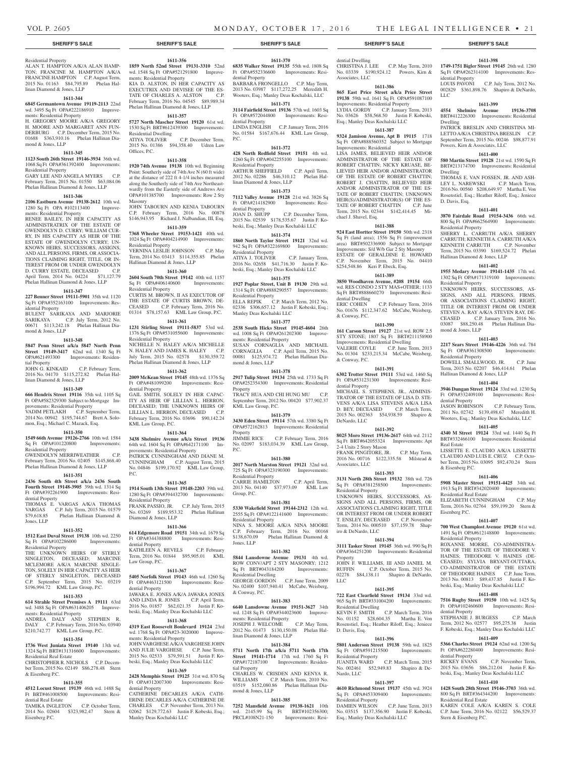## SHERIFF'S SALE

Residential Property
ALAN T. HAMPTON A/K/A ALAN HAMPTON; FRANCINE M. HAMPTON A/K/A FRANCINE HAMPTON C.P. August Term, 2015 No. 01163 $84,795.89 Phelan Hallinan Diamond & Jones, LLP

**1611-344**

**6845 Germantown Avenue 19119-2113** 22nd wd. 3495 Sq Ft OPA#222186910 Improvements: Residential Property
H. GREGORY MOORE A/K/A GREGORY H. MOORE AND MARGARET ANN FUNDERBURG C.P. December Term, 2015 No. 01688 $363,910.16 Phelan Hallinan Diamond & Jones, LLP

**1611-345**

**1123 South 26th Street 19146-3934** 36th wd. 1068 Sq Ft OPA#361392400 Improvements: Residential Property
GARY LEE AND ANGELA MYERS C.P. February Term, 2015 No. 01550 $63,084.06 Phelan Hallinan Diamond & Jones, LLP

**1611-346**

**2106 Eastburn Avenue 19138-2612** 10th wd. 1280 Sq Ft OPA #102113400 Improvements: Residential Property
RENEE BAILEY, IN HER CAPACITY AS ADMINISTRATRIX OF THE ESTATE OF GWENDOLYN D. CURRY; WILLIAM CURRY, IN HIS CAPACITY AS HEIR OF THE ESTATE OF GWENDOLYN CURRY; UNKNOWN HEIRS, SUCCESSORS, ASSIGNS, AND ALL PERSONS, FIRMS, OR ASSOCIATIONS CLAIMING RIGHT, TITLE, OR INTEREST FROM OR UNDER GWENDOLYN D. CURRY ESTATE, DECEASED C.P. April Term, 2014 No. 04224 $71,127.79 Phelan Hallinan Diamond & Jones, LLP

**1611-347**

**227 Benner Street 19111-5901** 35th wd. 1120 Sq Ft OPA#352163100 Improvements: Residential Property
BULENT SARIKAYA AND MARJORIE SARIKAYA C.P. July Term, 2012 No. 00671 $113,242.18 Phelan Hallinan Diamond & Jones, LLP

**1611-348**

**5847 Penn Street a/k/a 5847 North Penn Street 19149-3417** 62nd wd. 1340 Sq Ft OPA#621493300 Improvements: Residential Property
JOHN G. KINKAID C.P. February Term, 2016 No. 04170 $115,272.82 Phelan Hallinan Diamond & Jones, LLP

**1611-349**

**666 Hendrix Street 19116** 35th wd. 1105 Sq Ft OPA#582329300 Subject to Mortgage Improvements: Residential Property
VADIM PETLAKH C.P. September Term, 2014 No. 00942 $195,744.67 Brett A. Solomon, Esq.; Michael C. Mazack, Esq.

**1611-350**

**1549 66th Avenue 19126-2766** 10th wd. 1584 Sq Ft OPA#101220800 Improvements: Residential Property
GWENDOLYN MERRIWEATHER C.P. February Term, 2016 No. 02405 $145,868.40 Phelan Hallinan Diamond & Jones, LLP

**1611-351**

**2436 South 4th Street a/k/a 2436 South Fourth Street 19148-3905** 39th wd. 1314 Sq Ft OPA#392261900 Improvements: Residential Property
THOMAS E. VARGAS A/K/A THOMAS VARGAS C.P. July Term, 2015 No. 01579 $79,618.85 Phelan Hallinan Diamond & Jones, LLP

**1611-352**

**1512 East Duval Street 19138** 10th wd. 2250 Sq Ft OPA#102286000 Improvements: Residential Property
THE UNKNOWN HEIRS OF STERLY SINGLETON, DECEASED; MARCINE MCLEMORE A/K/A MARCINE SINGLETON, SOLELY IN HER CAPACITY AS HEIR OF STERLY SINGLETON, DECEASED C.P. September Term, 2015 No. 03219 $196,994.72 KML Law Group, P.C.

**1611-353**

**614 Strahle Street Premises A 19111** 63rd wd. 3488 Sq Ft OPA#631406205 Improvements: Residential Property
ANDREA DALY AND STEPHEN R. DALY C.P. February Term, 2016 No. 03940 $210,742.77 KML Law Group, P.C.

**1611-354**

**1736 West Juniata Street 19140** 13th wd. 1324 Sq Ft BRT#131316600 Improvements: Residential Real Estate
CHRISTOPHER R. NICHOLS C.P. December Term, 2015 No. 02149 $86,278.48 Stern & Eisenberg P.C.

**1611-355**

**4512 Locust Street 19139** 46th wd. 1488 Sq Ft BRT#461008500 Improvements: Residential Real Estate
TAMIKA INGLETON C.P. October Term, 2014 No. 02604 $323,982.47 Stern & Eisenberg P.C.

**1611-356**

**1859 North 52nd Street 19131-3310** 52nd wd. 1548 Sq Ft OPA#521291800 Improvements: Residential Property
KIA D. ALSTON, IN HER CAPACITY AS EXECUTRIX AND DEVISEE OF THE ESTATE OF CHARLES A. ALSTON C.P. February Term, 2016 No. 04545 $89,989.34 Phelan Hallinan Diamond & Jones, LLP

**1611-357**

**5727 North Mascher Street 19120** 61st wd. 1530 Sq Ft BRT#612439300 Improvements: Residential Dwelling
ATIYA TOLIVER C.P. December Term, 2015 No. 01386 $94,358.40 Udren Law Offices, P.C.

**1611-358**

**1920 74th Avenue 19138** 10th wd. Beginning Point: Southerly side of 74th Ave N (60 ft wide) at the distance of 222 ft 4-1/4 inches measured along the Southerly side of 74th Ave Northeastwardly from the Easterly side of Andrews Ave OPA#101385700 Improvements: Row 2 Sty Masonry
JOHN TABOURN AND KENIA TABOURN C.P. February Term, 2016 No. 00878 $146,943.95 Richard J. Nalbandian, III, Esq.

**1611-359**

**7368 Wheeler Street 19153-1421** 40th wd. 1024 Sq Ft OPA#404214900 Improvements: Residential Property
VERNINA LESLIE JOHNSON C.P. May Term, 2014 No. 03413 $114,355.85 Phelan Hallinan Diamond & Jones, LLP

**1611-360**

**2604 South 70th Street 19142** 40th wd. 1157 Sq Ft OPA#406140600 Improvements: Residential Property
CURTIS M. BROWN, II AS EXECUTOR OF THE ESTATE OF CURTIS BROWN, DECEASED C.P. February Term, 2016 No. 01314 $78,157.63 KML Law Group, P.C.

**1611-361**

**1231 Stirling Street 19111-5837** 53rd wd. 1376 Sq Ft OPA#531055600 Improvements: Residential Property
NICHELLE N. HALEY A/K/A MICHELLE N. HALEY AND JAMES K. HALEY C.P. July Term, 2015 No. 02578 $130,359.72 Phelan Hallinan Diamond & Jones, LLP

**1611-362**

**2009 McKean Street 19145** 48th wd. 1376 Sq Ft OPA#481099200 Improvements: Residential Property
GAIL SMITH, SOLELY IN HER CAPACITY AS HEIR OF LILLIAN L. HERRON, DECEASED; THE UNKNOWN HEIRS OF LILLIAN L. HERRON, DECEASED C.P. February Term, 2016 No. 03696 $90,142.24 KML Law Group, P.C.

**1611-364**

**3438 Shelmire Avenue a/k/a Street 19136** 64th wd. 1604 Sq Ft OPA#642171100 Improvements: Residential Property
PATRICK CUNNINGHAM AND DIANE M. CUNNINGHAM C.P. August Term, 2015 No. 04846 $199,170.92 KML Law Group, P.C.

**1611-365**

**1914 South 13th Street 19148-2203** 39th wd. 1280 Sq Ft OPA#394432700 Improvements: Residential Property
FRANK PASSIO, JR. C.P. July Term, 2015 No. 03269 $189,953.32 Phelan Hallinan Diamond & Jones, LLP

**1611-366**

**614 Edgemore Road 19151** 34th wd. 1679 Sq Ft OPA#344388800 Improvements: Residential Property
KATHLEEN A. REVELS C.P. February Term, 2016 No. 01844 $95,905.01 KML Law Group, P.C.

**1611-367**

**5405 Norfolk Street 19143** 46th wd. 1260 Sq Ft OPA#463121500 Improvements: Residential Property
JAWARA E. JONES A/K/A JAWARA JONES AND LINDA R. JONES C.P. April Term, 2016 No. 01857 $62,021.35 Justin F. Kobeski, Esq.; Manley Deas Kochalski LLC

**1611-368**

**4319 East Roosevelt Boulevard 19124** 23rd wd. 1768 Sq Ft OPA#23-3020000 Improvements: Residential Property
JOHN VARGHESE A/K/A VARGHESE JOHN AND JULIE VARGHESE C.P. June Term, 2015 No. 02533 $79,591.51 Justin F. Kobeski, Esq.; Manley Deas Kochalski LLC

**1611-369**

**2428 Memphis Street 19125** 31st wd. 870 Sq Ft OPA#312007300 Improvements: Residential Property
CATHERINE DECARLES A/K/A CATHERINE DECARLES A/K/A CATHERINE DE CHARLES C.P. November Term, 2013 No. 02062 $129,772.63 Justin F. Kobeski, Esq.; Manley Deas Kochalski LLC

**1611-370**

**6835 Walker Street 19135** 55th wd. 1808 Sq Ft OPA#552336600 Improvements: Residential Property
BARBARA FRONGELLO C.P. May Term, 2013 No. 03987 $117,272.25 Meredith H. Wooters, Esq.; Manley Deas Kochalski, LLC

**1611-371**

**3114 Fairfield Street 19136** 57th wd. 1603 Sq Ft OPA#572044800 Improvements: Residential Property
LINDA ENGLISH C.P. January Term, 2016 No. 01584 $167,676.44 KML Law Group, P.C.

**1611-372**

**428 North Redfield Street 19151** 4th wd. 1260 Sq Ft OPA#042255100 Improvements: Residential Property
ARTHUR SHEFFIELD C.P. April Term, 2012 No. 02286 $46,310.12 Phelan Hallinan Diamond & Jones, LLP

**1611-373**

**7112 Valley Avenue 19128** 21st wd. 3826 Sq Ft OPA#214182900 Improvements: Residential Property
JOAN D. SHUPP C.P. December Term, 2015 No. 02539 $178,535.67 Justin F. Kobeski, Esq.; Manley Deas Kochalski LLC

**1611-374**

**1860 North Taylor Street 19121** 32nd wd. 942 Sq Ft OPA#322169800 Improvements: Residential Property
ATIYA J. TOLIVER C.P. January Term, 2016 No. 02658 $41,716.30 Justin F. Kobeski, Esq.; Manley Deas Kochalski LLC

**1611-375**

**1927 Poplar Street, Unit B 19130** 29th wd. 1314 Sq Ft OPA#888290557 Improvements: Residential Property
ELLA REPIK C.P. March Term, 2012 No. 02336 $306,657.12 Justin F. Kobeski, Esq.; Manley Deas Kochalski LLC

**1611-377**

**2538 South Hicks Street 19145-4604** 26th wd. 1008 Sq Ft OPA#261202300 Improvements: Residential Property
SUSAN CORNAGLIA AND MICHAEL CORNAGLIA C.P. April Term, 2015 No. 00081 $125,974.72 Phelan Hallinan Diamond & Jones, LLP

**1611-378**

**2917 Tulip Street 19134** 25th wd. 1733 Sq Ft OPA#252354300 Improvements: Residential Property
TRACY HUA AND CHI HUNG MU C.P. September Term, 2012 No. 00420 $77,902.37 KML Law Group, P.C.

**1611-379**

**3430 Eden Street 19114** 57th wd. 3380 Sq Ft OPA#572162813 Improvements: Residential Property
JIMMIE RICE C.P. February Term, 2016 No. 02097 $183,034.39 KML Law Group, P.C.

**1611-380**

**2017 North Marston Street 19121** 32nd wd. 725 Sq Ft OPA#323190300 Improvements: Residential Property
CARRIE HAMILTON C.P. April Term, 2013 No. 04140 $37,973.09 KML Law Group, P.C.

**1611-381**

**5330 Wakefield Street 19144-2312** 12th wd. 2555 Sq Ft OPA#122141600 Improvements: Residential Property
NINA S. MOORE A/K/A NINA MOORE C.P. February Term, 2016 No. 00168 $138,670.09 Phelan Hallinan Diamond & Jones, LLP

**1611-382**

**5844 Lansdowne Avenue 19131** 4th wd. ROW CONV/APT 2 STY MASONRY; 1212 Sq Ft BRT#043184200 Improvements: Residential Dwelling
GEORGE GORDON C.P. June Term, 2009 No. 02400 $107,940.41 McCabe, Weisberg, & Conway, P.C.

**1611-383**

**6640 Lansdowne Avenue 19151-3627** 34th wd. 1248 Sq Ft OPA#344023600 Improvements: Residential Property
JOSEPH J. WELCOME C.P. May Term, 2012 No. 01473 $130,150.08 Phelan Hallinan Diamond & Jones, LLP

**1611-384**

**5711 North 17th a/k/a 5711 North 17th Street 19141-1714** 17th wd. 1760 Sq Ft OPA#172187100 Improvements: Residential Property
CHARLES W. CRISDEN AND KENYA R. WILLIAMS C.P. March Term, 2010 No. 03519 $152,080.86 Phelan Hallinan Diamond & Jones, LLP

**1611-385**

**7252 Mansfield Avenue 19138-1621** 10th wd. 2145.99 Sq Ft BRT#102356300; PRCL#108N21-150 Improvements: Residential Dwelling
CHRISTINA J. LEE C.P. May Term, 2010 No. 03339 $190,924.12 Powers, Kirn & Associates, LLC

**1611-386**

**865 East Price Street a/k/a Price Street 19138** 59th wd. 1641 Sq Ft OPA#591087100 Improvements: Residential Property
LYDIA GORDY C.P. January Term, 2013 No. 03626 $58,568.50 Justin F. Kobeski, Esq.; Manley Deas Kochalski LLC

**1611-387**

**9324 Jamison Avenue, Apt B 19115** 1718 Sq Ft OPA#888560352 Subject to Mortgage Improvements: Residential
LISA JAMES, BELIEVED HEIR AND/OR ADMINISTRATOR OF THE ESTATE OF ROBERT CHATTIN; NICKY KRUASE, BELIEVED HEIR AND/OR ADMINISTRATOR OF THE ESTATE OF ROBERT CHATTIN; ROBERT J. CHATTIN, BELIEVED HEIR AND/OR ADMINISTRATOR OF THE ESTATE OF ROBERT CHATTIN; UNKNOWN HEIR(S)/ADMINISTRATOR(S) OF THE ESTATE OF ROBERT CHATTIN C.P. June Term, 2015 No. 02344 $142,414.45 Michael J. Shavel, Esq.

**1611-388**

**924 East Hortter Street 19150** 50th wd. 2318 Sq Ft (land area); 1556 Sq Ft (improvement area) BRT#502336900 Subject to Mortgage Improvements: S/d W/b Gar 2 Sty Masonry
ESTATE OF GERALDINE E. HOWARD C.P. November Term, 2015 No. 04410 $254,548.86 Keri P. Ebeck, Esq.

**1611-389**

**3850 Woodhaven Avenue, #208 19154** 66th wd. RES CONDO 2 STY MAS+OTHER; 1133 Sq Ft BRT#888660270 Improvements: Residential Dwelling
ERIC COHEN C.P. February Term, 2016 No. 01676 $112,347.62 McCabe, Weisberg, & Conway, P.C.

**1611-390**

**161 Carson Street 19127** 21st wd. ROW 2.5 STY STONE; 1807 Sq Ft BRT#211158900 Improvements: Residential Dwelling
VALERIE COYLE C.P. June Term, 2013 No. 01304 $233,215.34 McCabe, Weisberg, & Conway, P.C.

**1611-391**

**6302 Trotter Street 19111** 53rd wd. 1460 Sq Ft OPA#531231300 Improvements: Residential Property
MICHAEL S. STEPHENS, JR., ADMINISTRATOR OF THE ESTATE OF LISA D. STEVENS A/K/A LISA STEVENS A/K/A LISA D. BEY, DECEASED C.P. March Term, 2015 No. 002363 $54,938.59 Shapiro & DeNardo, LLC

**1611-392**

**8025 Moro Street 19136-2617** 64th wd. 2112 Sq Ft BRT#642055324 Improvements: Apt 2-4 Units 2 Story Mason
FRANK PINGITORE, JR. C.P. May Term, 2016 No. 00716 $122,335.58 Milstead & Associates, LLC

**1611-393**

**3131 North 28th Street 19132** 38th wd. 726 Sq Ft OPA#381258500 Improvements: Residential Property
UNKNOWN HEIRS, SUCCESSORS, ASSIGNS AND ALL PERSONS, FIRMS, OR ASSOCIATIONS CLAIMING RIGHT, TITLE OR INTEREST FROM OR UNDER ROBERT T. ENSLEY, DECEASED C.P. November Term, 2014 No. 000510 $37,159.78 Shapiro & DeNardo, LLC

**1611-394**

**3111 Tasker Street 19145** 36th wd. 990 Sq Ft OPA#364251200 Improvements: Residential Property
JOHN F. WILLIAMS, III AND JANIEL M. RUFFIN C.P. October Term, 2015 No. 02278 $84,138.11 Shapiro & DeNardo, LLC

**1611-395**

**722 East Clearfield Street 19134** 33rd wd. 965 Sq Ft BRT#331004200 Improvements: Residential Dwelling
KEVIN F. SMITH C.P. March Term, 2016 No. 01152 $28,604.35 Martha E. Von Rosenstiel, Esq.; Heather Riloff, Esq.; Jeniece D. Davis, Esq.

**1611-396**

**5801 Anderson Street 19138** 59th wd. 1825 Sq Ft OPA#591215500 Improvements: Residential Property
JUANITA WARD C.P. March Term, 2015 No. 002461 $52,949.83 Shapiro & DeNardo, LLC

**1611-397**

**4610 Richmond Street 19137** 45th wd. 3924 Sq Ft OPA#453309400 Improvements: Residential Property
DAMIEN WILSON C.P. June Term, 2013 No. 03515 $137,356.90 Justin F. Kobeski, Esq.; Manley Deas Kochalski LLC

**1611-398**

**1749-1751 Bigler Street 19145** 26th wd. 1280 Sq Ft OPA#262314100 Improvements: Residential Property
LOUIS PAVONI C.P. July Term, 2012 No. 002829 $361,898.76 Shapiro & DeNardo, LLC

**1611-399**

**4554 Shelmire Avenue 19136-3708** BRT#412226300 Improvements: Residential Dwelling
PATRICK BRESLIN AND CHRISTINA MILETTO A/K/A CHRISTINA BRESLIN C.P. September Term, 2015 No. 00246 $98,877.91 Powers, Kirn & Associates, LLC

**1611-400**

**580 Martin Street 19128** 21st wd. 1590 Sq Ft BRT#213174700 Improvements: Residential Dwelling
THOMAS E. VAN FOSSEN, JR. AND ASHLEY L. NAREWSKI C.P. March Term, 2016 No. 00560 $208,649.97 Martha E. Von Rosenstiel, Esq.; Heather Riloff, Esq.; Jeniece D. Davis, Esq.

**1611-401**

**3870 Fairdale Road 19154-3436** 66th wd. 800 Sq Ft OPA#662564900 Improvements: Residential Property
SHERRY L. CARRUTH A/K/A SHERRY CARRUTH; KENNETH A. CARRUTH A/K/A KENNETH CARRUTH C.P. November Term, 2015 No. 03390 $169,524.72 Phelan Hallinan Diamond & Jones, LLP

**1611-402**

**1955 Medary Avenue 19141-1435** 17th wd. 1302 Sq Ft OPA#171319100 Improvements: Residential Property
UNKNOWN HEIRS, SUCCESSORS, ASSIGNS, AND ALL PERSONS, FIRMS, OR ASSOCIATIONS CLAIMING RIGHT, TITLE OR INTEREST FROM OR UNDER STEVEN A. RAY A/K/A STEVEN RAY, DECEASED C.P. January Term, 2016 No. 03087 $88,250.48 Phelan Hallinan Diamond & Jones, LLP

**1611-403**

**2217 Sears Street 19146-4226** 36th wd. 784 Sq Ft OPA#361308500 Improvements: Residential Property
DOWELL SMALLWOOD, JR. C.P. June Term, 2015 No. 02207 $46,414.61 Phelan Hallinan Diamond & Jones, LLP

**1611-404**

**3946 Dungan Street 19124** 33rd wd. 1230 Sq Ft OPA#332409100 Improvements: Residential Property
JASON ROBINSON C.P. February Term, 2011 No. 02742 $139,498.67 Meredith H. Wooters, Esq.; Manley Deas Kochalski, LLC

**1611-405**

**4340 M Street 19124** 33rd wd. 1440 Sq Ft BRT#332466100 Improvements: Residential Real Estate
LISSETTE E. CLAUDIO A/K/A LISSETTE CLAUDIO AND LUIS E. CRUZ C.P. October Term, 2015 No. 03095 $92,470.24 Stern & Eisenberg P.C.

**1611-406**

**5908 Master Street 19151-4425** 34th wd. 1913 Sq Ft BRT#342020400 Improvements: Residential Real Estate
ELIZABETH CUNNINGHAM C.P. May Term, 2016 No. 02764 $59,199.20 Stern & Eisenberg P.C.

**1611-407**

**700 West Champlost Avenue 19120** 61st wd. 1491 Sq Ft OPA#612148800 Improvements: Residential Property
ROXANNE MORRE, CO-ADMINISTRATOR OF THE ESTATE OF THEODORE V. HAINES; THEODORE V. HAINES (DECEASED); SYLVIA BRYANT-OUTTARA, CO-ADMINISTRATOR OF THE ESTATE OF THEODORE HAINES C.P. June Term, 2013 No. 00813 $89,437.85 Justin F. Kobeski, Esq.; Manley Deas Kochalski LLC

**1611-408**

**7516 Rugby Street 19150** 10th wd. 1425 Sq Ft OPA#102460600 Improvements: Residential Property
STEPHANIE J. BURGESS C.P. March Term, 2012 No. 02577 $95,275.38 Justin F. Kobeski, Esq.; Manley Deas Kochalski LLC

**1611-409**

**5366 Charles Street 19124** 62nd wd. 1200 Sq Ft OPA#622280400 Improvements: Residential Property
RICKEY EVANS C.P. November Term, 2015 No. 03656 $86,212.04 Justin F. Kobeski, Esq.; Manley Deas Kochalski LLC

**1611-410**

**1428 South 28th Street 19146-3703** 36th wd. 800 Sq Ft BRT#364344200 Improvements: Residential Real Estate
KAREN COLE A/K/A KAREN S. COLE C.P. June Term, 2016 No. 02122 $56,529.37 Stern & Eisenberg P.C.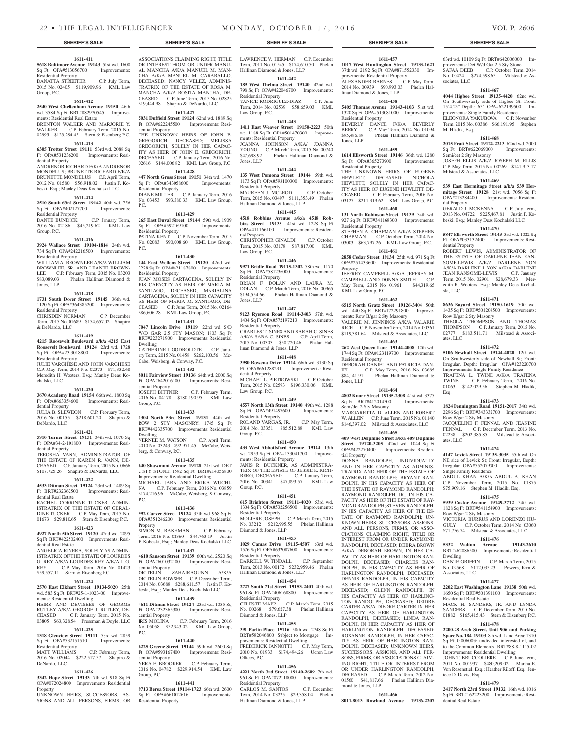**SHERIFF'S SALE**

**1611-411**

**5618 Baltimore Avenue 19143** 51st wd. 1600 Sq Ft OPA#513056700 Improvements: Residential Property
DANATTA STREETER C.P. July Term, 2015 No. 02405 $119,909.96 KML Law Group, P.C.

**1611-412**

**2540 West Cheltenham Avenue 19150** 46th wd. 3584 Sq Ft BRT#882970545 Improvements: Residential Real Estate
BRENTON WALKER AND MARJORIE Y. WALKER C.P. February Term, 2015 No. 02995 $123,294.45 Stern & Eisenberg P.C.

**1611-413**

**6305 Trotter Street 19111** 53rd wd. 2088 Sq Ft OPA#531236200 Improvements: Residential Property
ANDRENOR RICHARD F/K/A ANDRENOR MONDELUS; BRUNETTE RICHARD F/K/A BRUNETTE MONDELUS C.P. April Term, 2012 No. 01580 $56,918.02 Justin F. Kobeski, Esq.; Manley Deas Kochalski LLC

**1611-414**

**2510 South 63rd Street 19142** 40th wd. 756 Sq Ft OPA#402127700 Improvements: Residential Property
DANTE BUNDICK C.P. January Term, 2016 No. 02186 $45,219.62 KML Law Group, P.C.

**1611-416**

**3924 Wallace Street 19104-1814** 24th wd. 734 Sq Ft OPA#242216500 Improvements: Residential Property
WILLIAM A. BROWNLEE A/K/A WILLIAM BROWNLEE, SR. AND LEANTE BROWNLEE C.P. February Term, 2015 No. 03203 $83,089.03 Phelan Hallinan Diamond & Jones, LLP

**1611-418**

**1731 South Dover Street 19145** 36th wd. 1120 Sq Ft OPA#364385200 Improvements: Residential Property
CHRISDEN NORMAN C.P. December Term, 2015 No. 01689 $154,657.02 Shapiro & DeNardo, LLC

**1611-419**

**4215 Roosevelt Boulevard a/k/a 4215 East Roosevelt Boulevard 19124** 23rd wd. 1728 Sq Ft OPA#23-3018800 Improvements: Residential Property
JULIE VARGHESE AND JOHN VARGHESE C.P. May Term, 2014 No. 02373 $71,332.68 Meredith H. Wooters, Esq.; Manley Deas Kochalski, LLC

**1611-420**

**3670 Academy Road 19154** 66th wd. 1800 Sq Ft OPA#663354600 Improvements: Residential Property
JULIA B. SLEWEON C.P. February Term, 2016 No. 00155 $218,601.20 Shapiro & DeNardo, LLC

**1611-421**

**5910 Turner Street 19151** 34th wd. 1070 Sq Ft OPA#34-2-101800 Improvements: Residential Property
TEEOSHA VANN, ADMINISTRATOR OF THE ESTATE OF KAREN R. VANN, DECEASED C.P. January Term, 2015 No. 0666 $107,725.26 Shapiro & DeNardo, LLC

**1611-422**

**4533 Ditman Street 19124** 23rd wd. 1489 Sq Ft BRT#232362500 Improvements: Residential Real Estate
RACHEL CORRINNE TUCKER, ADMINISTRATRIX OF THE ESTATE OF GERALDINE TUCKER C.P. May Term, 2015 No. 01673 $29,810.65 Stern & Eisenberg P.C.

**1611-423**

**4927 North 5th Street 19120** 42nd wd. 2095 Sq Ft BRT#422502400 Improvements: Residential Real Estate
ANGELICA RIVERA, SOLELY AS ADMINISTRATRIX OF THE ESTATE OF LOURDES G. REY A/K/A LOURDES REY A/K/A L.G. REY C.P. May Term, 2016 No. 01423 $59,557.11 Stern & Eisenberg P.C.

**1611-424**

**2570 East Elkhart Street 19134-5020** 25th wd. 583 Sq Ft BRT#25-1-1023-00 Improvements: Residential Dwelling
HEIRS AND DEVISEES OF GEORGE RUTLEY A/K/A GEORGE J. RUTLEY, DECEASED C.P. January Term, 2015 No. 03805 $63,328.54 Pressman & Doyle, LLC

**1611-425**

**1318 Glenview Street 19111** 53rd wd. 2859 Sq Ft OPA#532151510 Improvements: Residential Property
MATT WILLIAMS C.P. February Term, 2016 No. 02044 $222,517.57 Shapiro & DeNardo, LLC

**1611-426**

**3342 Hope Street 19133** 7th wd. 918 Sq Ft OPA#072024800 Improvements: Residential Property
UNKNOWN HEIRS, SUCCESSORS, ASSIGNS AND ALL PERSONS, FIRMS, OR ASSOCIATIONS CLAIMING RIGHT, TITLE OR INTEREST FROM OR UNDER MANUAL MANCHA A/K/A MANUEL M. MANCHA A/K/A MANUEL M. CARABALLO, DECEASED; NANCY VELEZ, ADMINISTRATRIX OF THE ESTATE OF ROSA M. MANCHA A/K/A ROSITA MANCHA, DECEASED C.P. June Term, 2015 No. 02825 $19,444.98 Shapiro & DeNardo, LLC

**1611-427**

**5031 Duffield Street 19124** 62nd wd. 1889 Sq Ft OPA#622245500 Improvements: Residential Property
THE UNKNOWN HEIRS OF JOHN E. GREGORICH, DECEASED; MELISSA GREGORICH, SOLELY IN HER CAPACITY AS HEIR OF JOHN E. GREGORICH, DECEASED C.P. January Term, 2016 No. 02616 $144,006.82 KML Law Group, P.C.

**1611-428**

**447 North Gross Street 19151** 34th wd. 1470 Sq Ft OPA#343058600 Improvements: Residential Property
DIANE MILLER C.P. January Term, 2016 No. 03453 $93,580.33 KML Law Group, P.C.

**1611-429**

**265 East Duval Street 19144** 59th wd. 1909 Sq Ft OPA#592169100 Improvements: Residential Property
PATINA KENT C.P. November Term, 2015 No. 02083 $90,008.60 KML Law Group, P.C.

**1611-430**

**144 East Wellens Street 19120** 42nd wd. 2228 Sq Ft OPA#421187800 Improvements: Residential Property
JUAN MOSES CARTAGENA, SOLELY IN HIS CAPACITY AS HEIR OF MARIA M. SANTIAGO, DECEASED; MARIALINA CARTAGENA, SOLELY IN HER CAPACITY AS HEIR OF MARIA M. SANTIAGO, DECEASED C.P. June Term, 2015 No. 02164 $86,606.28 KML Law Group, P.C.

**1611-431**

**7047 Lincoln Drive 19119** 22nd wd. S/D W/D GAR 2.5 STY MASON; 1803 Sq Ft BRT#223271900 Improvements: Residential Dwelling
CATHERINE I. GODBOLDTE C.P. January Term, 2015 No. 01458 $262,100.56 McCabe, Weisberg, & Conway, P.C.

**1611-432**

**8011 Fairview Street 19136** 64th wd. 2000 Sq Ft OPA#642016100 Improvements: Residential Property
JOSEPH BITTNER C.P. February Term, 2016 No. 04178 $180,190.95 KML Law Group, P.C.

**1611-433**

**1304 North 53rd Street 19131** 44th wd. ROW 2 STY MASONRY; 1745 Sq Ft BRT#442335700 Improvements: Residential Dwelling
VERNEE M. WATSON C.P. April Term, 2010 No. 03243 $92,971.45 McCabe, Weisberg, & Conway, P.C.

**1611-435**

**640 Shawmont Avenue 19128** 21st wd. DET 2 STY STONE; 1592 Sq Ft BRT#214056800 Improvements: Residential Dwelling
MICHAEL JARA AND ERIKA WUCHINA C.P. February Term, 2016 No. 03859 $174,216.96 McCabe, Weisberg, & Conway, P.C.

**1611-436**

**992 Carver Street 19124** 35th wd. 968 Sq Ft OPA#351246200 Improvements: Residential Property
SIMON M. RAKHMAN C.P. February Term, 2016 No. 02360 $44,763.19 Justin F. Kobeski, Esq.; Manley Deas Kochalski LLC

**1611-437**

**4610 Sansom Street 19139** 60th wd. 2520 Sq Ft OPA#601032100 Improvements: Residential Property
OR'TELIN ZAHAIRAGUNN A/K/A OR'TELIN BOWSER C.P. December Term, 2014 No. 03688 $288,611.57 Justin F. Kobeski, Esq.; Manley Deas Kochalski LLC

**1611-439**

**4611 Ditman Street 19124** 23rd wd. 1035 Sq Ft OPA#232365300 Improvements: Residential Property
IRIS MOLINA C.P. February Term, 2016 No. 05058 $52,943.02 KML Law Group, P.C.

**1611-440**

**6225 Greene Street 19144** 59th wd. 2600 Sq Ft OPA#593167400 Improvements: Residential Property
VERA E. BROOKER C.P. February Term, 2016 No. 04782 $229,914.54 KML Law Group, P.C.

**1611-441**

**9713 Berea Street 19114-1723** 66th wd. 2600 Sq Ft OPA#661012616 Improvements: Residential Property
LAWRENCE V. HERMAN C.P. December Term, 2011 No. 01545 $174,610.50 Phelan Hallinan Diamond & Jones, LLP

**1611-442**

**189 West Thelma Street 19140** 42nd wd. 798 Sq Ft OPA#422046700 Improvements: Residential Property
YANICE RODRIGUEZ-DIAZ C.P. June Term, 2014 No. 02539 $58,659.03 KML Law Group, P.C.

**1611-443**

**1411 East Weaver Street 19150-2223** 50th wd. 1188 Sq Ft OPA#501470300 Improvements: Residential Property
JOANNA JOHNSON A/K/A/ JOANNA YOUNG C.P. March Term, 2015 No. 00740 $47,698.92 Phelan Hallinan Diamond & Jones, LLP

**1611-444**

**135 West Pomona Street 19144** 59th wd. 1173 Sq Ft OPA#593100300 Improvements: Residential Property
MAUREEN J. MCLEOD C.P. October Term, 2015 No. 03497 $111,353.49 Phelan Hallinan Diamond & Jones, LLP

**1611-445**

**4518 Robbins Avenue a/k/a 4518 Robbins Street 19135** 41st wd. 1228 Sq Ft OPA#411166100 Improvements: Residential Property
CHRISTOPHER GINALDI C.P. October Term, 2015 No. 03178 $87,817.00 KML Law Group, P.C.

**1611-446**

**9971 Bridle Road 19115-1302** 58th wd. 1170 Sq Ft OPA#581236000 Improvements: Residential Property
BRIAN F. DOLAN AND LAURA M. DOLAN C.P. March Term, 2016 No. 00965 $194,554.66 Phelan Hallinan Diamond & Jones, LLP

**1611-447**

**9123 Ryerson Road 19114-3403** 57th wd. 1404 Sq Ft OPA#572197213 Improvements: Residential Property
CHARLES T. SINES AND SARAH C. SINES A/K/A SARA C. SINES C.P. April Term, 2015 No. 00303 $50,720.46 Phelan Hallinan Diamond & Jones, LLP

**1611-448**

**3980 Rowena Drive 19114** 66th wd. 3130 Sq Ft OPA#661288231 Improvements: Residential Property
MICHAEL L. PIETROWSKI C.P. October Term, 2015 No. 02593 $196,330.06 KML Law Group, P.C.

**1611-449**

**4557 North 13th Street 19140** 49th wd. 1288 Sq Ft OPA#491497600 Improvements: Residential Property
ROLAND VARGAS, JR. C.P. May Term, 2014 No. 03351 $85,512.88 KML Law Group, P.C.

**1611-450**

**433 West Abbottsford Avenue 19144** 13th wd. 2953 Sq Ft OPA#133041700 Improvements: Residential Property
JANIS R. BUCKNER, AS ADMINISTRATRIX OF THE ESTATE OF JESSIE R. RICHBERG, DECEASED C.P. January Term, 2016 No. 00341 $47,893.57 KML Law Group, P.C.

**1611-451**

**615 Brighton Street 19111-4020** 53rd wd. 1304 Sq Ft OPA#532256500 Improvements: Residential Property
MOLIERE JOSEPH C.P. March Term, 2015 No. 03212 $212,995.55 Phelan Hallinan Diamond & Jones, LLP

**1611-453**

**1029 Camas Drive 19115-4507** 63rd wd. 1576 Sq Ft OPA#632087600 Improvements: Residential Property
DARRELL W. TINDALL C.P. September Term, 2013 No. 00172 $232,959.46 Phelan Hallinan Diamond & Jones, LLP

**1611-454**

**2727 South 71st Street 19153-2401** 40th wd. 960 Sq Ft OPA#406168800 Improvements: Residential Property
CELESTE MAPP C.P. March Term, 2015 No. 00268 $79,627.38 Phelan Hallinan Diamond & Jones, LLP

**1611-455**

**391 Parlin Place 19116** 58th wd. 2748 Sq Ft BRT#582046800 Subject to Mortgage Improvements: Residential Dwelling
FREDERICK JANNOTTI C.P. May Term, 2010 No. 01933 $174,494.26 Udren Law Offices, P.C.

**1611-456**

**4221 North 3rd Street 19140-2609** 7th wd. 960 Sq Ft OPA#072118000 Improvements: Residential Property
CARLOS M. SANTOS C.P. December Term, 2014 No. 03225 $29,358.04 Phelan Hallinan Diamond & Jones, LLP

**1611-457**

**1017 West Huntingdon Street 19133-1621** 37th wd. 2192 Sq Ft OPA#871552330 Improvements: Residential Property
ALEXANDER BARNES C.P. May Term, 2014 No. 00939 $90,993.03 Phelan Hallinan Diamond & Jones, LLP

**1611-458**

**5405 Thomas Avenue 19143-4103** 51st wd. 1320 Sq Ft OPA#513081000 Improvements: Residential Property
BEVERLY DANCE F/K/A BEVERLY BERRY C.P. May Term, 2014 No. 01094 $95,486.89 Phelan Hallinan Diamond & Jones, LLP

**1611-459**

**1614 Ellsworth Street 19146** 36th wd. 1280 Sq Ft OPA#365273900 Improvements: Residential Property
THE UNKNOWN HEIRS OF EUGENE HEWLETT, DECEASED; NICHOLA HEWLETT, SOLELY IN HER CAPACITY AS HEIR OF EUGENE HEWLETT, DECEASED C.P. February Term, 2016 No. 03127 $211,319.62 KML Law Group, P.C.

**1611-460**

**131 North Robinson Street 19139** 34th wd. 927 Sq Ft BRT#341168300 Improvements: Residential Property
STEPHEN A. CHAPMAN A/K/A STEPHEN CHAPMAN C.P. October Term, 2014 No. 03003 $63,797.26 KML Law Group, P.C.

**1611-461**

**2858 Cedar Street 19134** 25th wd. 971 Sq Ft OPA#251433600 Improvements: Residential Property
JEFFREY CAMPBELL A/K/A JEFFREY M. CAMPBELL AND DONNA SMITH C.P. May Term, 2015 No. 01961 $44,319.65 KML Law Group, P.C.

**1611-462**

**6515 North Gratz Street 19126-3404** 50th wd. 1440 Sq Ft BRT#172291800 Improvements: Row B/gar 2 Sty Masonry
VALERIE M. JENNINGS A/K/A VALARIE RICH C.P. November Term, 2014 No. 00361 $119,381.64 Milstead & Associates, LLC

**1611-463**

**262 West Queen Lane 19144-4008** 12th wd. 1744 Sq Ft OPA#123119700 Improvements: Residential Property
DEBORAH DANIEL AND PATRICIA DANIEL C.P. May Term, 2016 No. 03685 $84,141.91 Phelan Hallinan Diamond & Jones, LLP

**1611-464**

**4802 Knorr Street 19135-2308** 41st wd. 3375 Sq Ft BRT#412014500 Improvements: Semi/det 2 Sty Masonry
MARGARETTA D. ALLEN AND ROBERT W. ALLEN C.P. June Term, 2015 No. 01140 $146,397.02 Milstead & Associates, LLC

**1611-465**

**409 West Delphine Street a/k/a 409 Delphine Street 19120-3205** 42nd wd. 1044 Sq Ft OPA#422270400 Improvements: Residential Property
DONNA RANDOLPH, INDIVIDUALLY AND IN HER CAPACITY AS ADMINISTRATRIX AND HEIR OF THE ESTATE OF RAYMOND RANDOLPH; BRYANT RANDOLPH, IN HIS CAPACITY AS HEIR OF THE ESTATE OF RAYMOND RANDOLPH; RAYMOND RANDOLPH, JR., IN HIS CAPACITY AS HEIR OF THE ESTATE OF RAYMOND RANDOLPH; STEVEN RANDOLPH, IN HIS CAPACITY AS HEIR OF THE ESTATE OF RAYMOND RANDOLPH; UNKNOWN HEIRS, SUCCESSORS, ASSIGNS, AND ALL PERSONS, FIRMS, OR ASSOCIATIONS CLAIMING RIGHT, TITLE OR INTEREST FROM OR UNDER RAYMOND RANDOLPH, DECEASED; DEBRA BROWN A/K/A DEBORAH BROWN, IN HER CAPACITY AS HEIR OF HARLINGTON RANDOLPH, DECEASED; CHARLES RANDOLPH, IN HIS CAPACITY AS HEIR OF HARLINGTON RANDOLPH, DECEASED; DENNIS RANDOLPH, IN HIS CAPACITY AS HEIR OF HARLINGTON RANDOLPH, DECEASED; GLENN RANDOLPH, IN HIS CAPACITY AS HEIR OF HARLINGTON RANDOLPH, DECEASED; DEIDRE CARTER A/K/A DIEDRE CARTER IN HER CAPACITY AS HEIR OF HARLINGTON RANDOLPH, DECEASED; LINDA RANDOLPH, IN HER CAPACITY AS HEIR OF HARLINGTON RANDOLPH, DECEASED; ROXANNE RANDOLPH, IN HER CAPACITY AS HEIR OF HARLINGTON RANDOLPH, DECEASED; UNKNOWN HEIRS, SUCCESSORS, ASSIGNS, AND ALL PERSONS, FIRMS, OR ASSOCIATIONS CLAIMING RIGHT, TITLE OR INTEREST FROM OR UNDER HARLINGTON RANDOLPH, DECEASED C.P. March Term, 2012 No. 01560 $41,817.66 Phelan Hallinan Diamond & Jones, LLP

**1611-466**

**8011-8013 Rowland Avenue 19136-2207** 63rd wd. 10109 Sq Ft BRT#642006000 Improvements: Det W/d Gar 2.5 Sty Stone
SAFAA DEEB C.P. October Term, 2014 No. 00424 $274,598.65 Milstead & Associates, LLC

**1611-467**

**4044 Higbee Street 19135-4420** 62nd wd. On Southwesterly side of Higbee St; Front: 15'4.25" Depth: 65' OPA#622199500 Improvements: Single Family Residence
ELEONORA YAKUBOVA C.P. November Term, 2015 No. 00386 $66,191.95 Stephen M. Hladik, Esq.

**1611-468**

**2015 Pratt Street 19124-2213** 62nd wd. 2000 Sq Ft BRT#622069000 Improvements: Semi/det 2 Sty Masonry
JOSEPH ELLIS A/K/A JOSEPH M. ELLIS C.P. May Term, 2015 No. 00269 $141,913.17 Milstead & Associates, LLC

**1611-469**

**539 East Hermitage Street a/k/a 539 Hermitage Street 19128** 21st wd. 7056 Sq Ft OPA#213284400 Improvements: Residential Property
GERALD J. MCKENNA C.P. July Term, 2013 No. 04722 $225,467.81 Justin F. Kobeski, Esq.; Manley Deas Kochalski LLC

**1611-470**

**5847 Ellsworth Street 19143** 3rd wd. 1022 Sq Ft OPA#033132400 Improvements: Residential Property
ROBERT LEWIS, ADMINISTRATOR OF THE ESTATE OF DARLENE JEAN RANSOME-LEWIS A/K/A DARLENE YON A/K/A DARLENE J. YON A/K/A DARLENE JEAN RANSOME-LEWIS C.P. January Term, 2015 No. 02901 $28,679.33 Meredith H. Wooters, Esq.; Manley Deas Kochalski, LLC

**1611-471**

**8636 Bayard Street 19150-1619** 50th wd. 1435 Sq Ft BRT#501208500 Improvements: Row B/gar 2 Sty Masonry
THEOLA THOMPSON AND THOMAS THOMPSON C.P. January Term, 2015 No. 02777 $183,511.71 Milstead & Associates, LLC

**1611-472**

**5106 Newhall Street 19144-4020** 12th wd. On Southwesterly side of Newhall St; Front: Irregular, Depth: Irregular OPA#123220700 Improvements: Single Family Residence
TRAFENA L. TWINE A/K/A TRAFENA TWINE C.P. February Term, 2016 No. 01063 $142,029.56 Stephen M. Hladik, Esq.

**1611-473**

**1824 Pennington Road 19151-2017** 34th wd. 2296 Sq Ft BRT#343332700 Improvements: Row B/gar 2 Sty Masonry
JACQUELINE F. FENNAL AND JEANINE FENNAL C.P. December Term, 2013 No. 02238 $202,385.85 Milstead & Associates, LLC

**1611-474**

**4147 Levick Street 19135-3035** 55th wd. On NE side of Levick St; Front: Irregular, Depth: Irregular OPA#552079300 Improvements: Single Family Residence
ABDUL KHAN A/K/A ABDUL A. KHAN C.P. November Term, 2015 No. 01875 $75,909.16 Stephen M. Hladik, Esq.

**1611-475**

**5939 Castor Avenue 19149-3712** 54th wd. 1828 Sq Ft BRT#541154900 Improvements: Row B/gar 2 Sty Masonry
VICTORIA BURRUS AND LORENZO HUGULY C.P. October Term, 2014 No. 03060 $71,756.74 Milstead & Associates, LLC

**1611-476**

**5332 Walton Avenue 19143-2610** BRT#462086500 Improvements: Residential Dwelling
DANTE GRIFFIN C.P. March Term, 2015 No. 02568 $112,035.23 Powers, Kirn & Associates, LLC

**1611-477**

**2202 East Washington Lane 19138** 50th wd. 1650 Sq Ft BRT#501391100 Improvements: Residential Real Estate
MACK H. SANDERS, JR. AND LYNDA SANDERS C.P. December Term, 2015 No. 01882 $165,415.43 Stern & Eisenberg P.C.

**1611-478**

**2200-28 Arch Street, Unit 906 and Parking Space No. 184 19103** 8th wd. Land Area: 1310 Sq Ft; 0.00600% undivided interested of, and to the Common Elements BRT#88-8-1115-02 Improvements: Residential Dwelling
JOHN T. BRUCCOLIERE C.P. June Term, 2011 No. 001937 $480,209.02 Martha E. Von Rosenstiel, Esq.; Heather Riloff, Esq.; Jeniece D. Davis, Esq.

**1611-479**

**2417 North 23rd Street 19132** 16th wd. 1016 Sq Ft BRT#162223200 Improvements: Residential Real Estate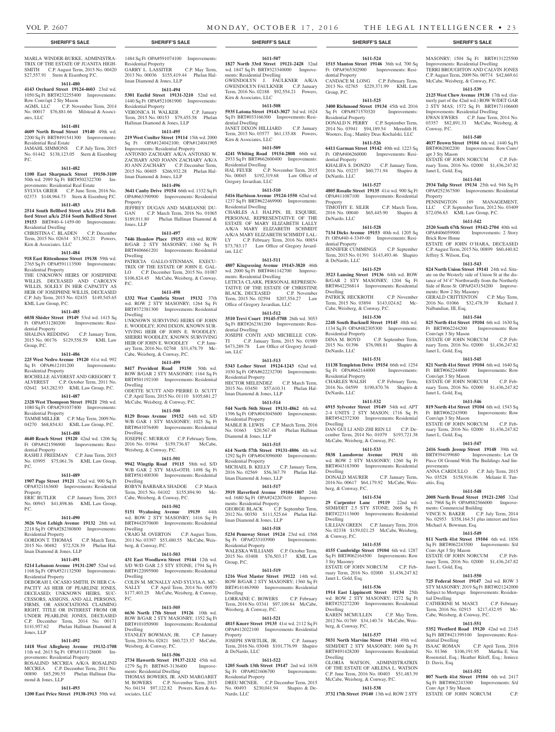MARLA WINDER-BURKE, ADMINISTRATRIX OF THE ESTATE OF JUANITA HIGHSMITH C.P. August Term, 2015 No. 00420 $27,557.91 Stern & Eisenberg P.C.

**1611-480**

**4143 Orchard Street 19124-4603** 23rd wd. 1050 Sq Ft BRT#232255400 Improvements: Row Conv/apt 2 Sty Mason
AGMS, LLC C.P. November Term, 2014 No. 00017 $76,881.66 Milstead & Associates, LLC

**1611-481**

**4609 North Broad Street 19140** 49th wd. 2200 Sq Ft BRT#491541300 Improvements: Residential Real Estate
JAMAHL SIMMONS C.P. July Term, 2015 No. 01442 $138,123.05 Stern & Eisenberg P.C.

**1611-482**

**1100 East Sharpnack Street 19150-3109** 50th wd. 2989 Sq Ft BRT#502322700 Improvements: Residential Real Estate
SYLVIA GRIER C.P. June Term, 2016 No. 02373 $148,964.73 Stern & Eisenberg P.C.

**1611-483**

**2514 South Bellford Street a/k/a 2514 Bellford Street a/k/a 2514 South Bellford Street 19153** BRT#40-4-1459-00 Improvements: Residential Dwelling
CHRISTINA C. BLADEN C.P. December Term, 2015 No. 02634 $71,502.21 Powers, Kirn & Associates, LLC

**1611-484**

**918 East Rittenhouse Street 19138** 59th wd. 2765 Sq Ft OPA#591113500 Improvements: Residential Property
THE UNKNOWN HEIRS OF JOSEPHINE WILLIS, DECEASED AND CAROLYN WILLIS, SOLELY IN HER CAPACITY AS HEIR OF JOSEPHINE WILLIS, DECEASED C.P. July Term, 2015 No. 02435 $149,545.65 KML Law Group, P.C.

**1611-485**

**6038 Shisler Street 19149** 53rd wd. 1415 Sq Ft OPA#531280200 Improvements: Residential Property
SHALINA REDDING C.P. January Term, 2015 No. 00176 $129,558.59 KML Law Group, P.C.

**1611-486**

**225 West Nedro Avenue 19120** 61st wd. 992 Sq Ft OPA#612101200 Improvements: Residential Property
ROCHELLE ALVEREST AND GREGORY T. ALVEREST C.P. October Term, 2011 No. 02642 $43,282.93 KML Law Group, P.C.

**1611-487**

**2328 West Thompson Street 19121** 29th wd. 1080 Sq Ft OPA#291037400 Improvements: Residential Property
TAMMI MILLER C.P. May Term, 2009 No. 04270 $68,854.81 KML Law Group, P.C.

**1611-488**

**4640 Reach Street 19120** 42nd wd. 1206 Sq Ft OPA#421596900 Improvements: Residential Property
RASHI J. FREEMAN C.P. June Term, 2015 No. 03995 $75,061.76 KML Law Group, P.C.

**1611-489**

**1907 Page Street 19121** 32nd wd. 900 Sq Ft OPA#321163600 Improvements: Residential Property
ERIC BUTLER C.P. January Term, 2015 No. 00943 $41,898.86 KML Law Group, P.C.

**1611-490**

**3026 West Lehigh Avenue 19132** 28th wd. 2218 Sq Ft OPA#282380800 Improvements: Residential Property
GORDON T. THOMAS C.P. March Term, 2015 No. 00482 $72,528.39 Phelan Hallinan Diamond & Jones, LLP

**1611-491**

**5214 Lebanon Avenue 19131-2307** 52nd wd. 1168 Sq Ft OPA#521132500 Improvements: Residential Property
DEBORAH I. OCASIO SMITH, IN HER CAPACITY AS HEIR OF PEARLINE JONES, DECEASED; UNKNOWN HEIRS, SUCCESSORS, ASSIGNS, AND ALL PERSONS, FIRMS, OR ASSOCIATIONS CLAIMING RIGHT, TITLE OR INTEREST FROM OR UNDER PEARLINE JONES, DECEASED C.P. December Term, 2014 No. 00171 $141,957.62 Phelan Hallinan Diamond & Jones, LLP

**1611-492**

**1418 West Allegheny Avenue 19132-1708** 11th wd. 2613 Sq Ft OPA#111128600 Improvements: Residential Property
ROSALIND MCCREA A/K/A ROSALIND MCCREA C.P. December Term, 2011 No. 00890 $85,290.55 Phelan Hallinan Diamond & Jones, LLP

**1611-493**

**1200 East Price Street 19138-1913** 59th wd. 1484 Sq Ft OPA#591074100 Improvements: Residential Property
GARRY L. LASSITER C.P. May Term, 2013 No. 00036 $155,419.44 Phelan Hallinan Diamond & Jones, LLP

**1611-494**

**5301 Euclid Street 19131-3210** 52nd wd. 1440 Sq Ft OPA#521081900 Improvements: Residential Property
VERONICA H. WALKER C.P. January Term, 2015 No. 00153 $79,455.58 Phelan Hallinan Diamond & Jones, LLP

**1611-495**

**219 West Coulter Street 19114** 15th wd. 2000 Sq Ft OPA#124042100; OPA#124041905 Improvements: Residential Property
ANTONIO ZACHARY A/K/A ANTONIO W. ZACHARY AND JOANN ZACHARY A/K/A JO ANN ZACHARY C.P. December Term, 2015 No. 00405 $266,932.28 Phelan Hallinan Diamond & Jones, LLP

**1611-496**

**3641 Canby Drive 19154** 66th wd. 1332 Sq Ft OPA#663390900 Improvements: Residential Property
JEFFREY DUGAN AND MARIANNE DUGAN C.P. March Term, 2016 No. 01065 $189,911.80 Phelan Hallinan Diamond & Jones, LLP

**1611-497**

**7446 Henslow Place 19153** 40th wd. ROW B/GAR 2 STY MASONRY; 1360 Sq Ft BRT#406661201 Improvements: Residential Dwelling
PATRICIA GALLO-STENMAN, EXECUTRIX OF THE ESTATE OF JOHN E. GALLO C.P. December Term, 2015 No. 01087 $106,824.45 McCabe, Weisberg, & Conway, P.C.

**1611-498**

**1332 West Cambria Street 19132** 37th wd. ROW 2 STY MASONRY; 1264 Sq Ft BRT#372381300 Improvements: Residential Dwelling
UNKNOWN SURVIVING HEIRS OF JOHN E. WOODLEY; JONI DIXON, KNOWN SURVIVING HEIR OF JOHN E. WOODLEY; SHERRI WOODLEY, KNOWN SURVIVING HEIR OF JOHN E. WOODLEY C.P. January Term, 2016 No. 02768 $31,478.79 McCabe, Weisberg & Conway, P.C.

**1611-499**

**8417 Provident Road 19150** 50th wd. ROW B/GAR 2 STY MASONRY; 1164 Sq Ft BRT#501192100 Improvements: Residential Dwelling
ODETTE SCUTT AND PIERRE D. SCUTT C.P. April Term, 2015 No. 01110 $105,681.27 McCabe, Weisberg, & Conway, P.C.

**1611-500**

**8129 Brous Avenue 19152** 64th wd. S/D W/B GAR 1 STY MASONRY; 1025 Sq Ft BRT#641076400 Improvements: Residential Dwelling
JOSEPH C. MURRAY C.P. February Term, 2016 No. 01964 $159,736.87 McCabe, Weisberg, & Conway, P.C.

**1611-501**

**9942 Wingtip Road 19115** 58th wd. S/D W/B GAR 2 STY MAS+OTH; 1498 Sq Ft BRT#581400300 Improvements: Residential Dwelling
ROBYN BARBARA SHADOE C.P. March Term, 2015 No. 04102 $155,894.90 McCabe, Weisberg, & Conway, P.C.

**1611-502**

**5151 Wyalusing Avenue 19139** 44th wd. ROW 2 STY MASONRY; 1416 Sq Ft BRT#442070600 Improvements: Residential Dwelling
CRAIG M. OVERTON C.P. August Term, 2011 No. 03397 $53,480.55 McCabe, Weisberg, & Conway, P.C.

**1611-503**

**431 East Woodlawn Street 19144** 12th wd. S/D W/D GAR 2.5 STY STONE; 1794 Sq Ft BRT#122095900 Improvements: Residential Dwelling
COLIN M. MCNALLY AND SYLVIA A. MCNALLY C.P. April Term, 2014 No. 00570 $177,403.25 McCabe, Weisberg, & Conway, P.C.

**1611-505**

**6636 North 17th Street 19126** 10th wd. ROW B/GAR 2 STY MASONRY; 1352 Sq Ft BRT#101050900 Improvements: Residential Dwelling
STANLEY BOWMAN, JR. C.P. January Term, 2016 No. 02821 $60,723.37 McCabe, Weisberg, & Conway, P.C.

**1611-506**

**2734 Haworth Street 19137-2132** 45th wd. 1279 Sq Ft BRT#45-3136400 Improvements: Residential Dwelling
THOMAS BOWERS, JR. AND MARGARET M. BOWERS C.P. November Term, 2015 No. 04134 $97,122.82 Powers, Kirn & Associates, LLC

**1611-507**

**1827 North 33rd Street 19121-2428** 32nd wd. 1847 Sq Ft BRT#323340000 Improvements: Residential Dwelling
GWENDOLYN J. FAULKNER A/K/A GWENDOLYN FAULKNER C.P. January Term, 2016 No. 02188 $92,554.21 Powers, Kirn & Associates, LLC

**1611-508**

**5935 Latona Street 19143-3027** 3rd wd. 1624 Sq Ft BRT#033166300 Improvements: Residential Dwelling
JANET DIXON HILLIARD C.P. January Term, 2015 No. 03577 $61,135.88 Powers, Kirn & Associates, LLC

**1611-509**

**4241 Whiting Road 19154-2808** 66th wd. 2933 Sq Ft BRT#662600400 Improvements: Residential Dwelling
HAL FEUER C.P. November Term, 2015 No. 00045 $192,319.68 Law Office of Gregory Javardian, LLC

**1611-510**

**5416 Harbison Avenue 19124-1550** 62nd wd. 1237 Sq Ft BRT#622469900 Improvements: Residential Dwelling
CHARLES A.J. HALPIN, III, ESQUIRE, PERSONAL REPRESENTATIVE OF THE ESTATE OF MARY ELIZABETH LALLY A/K/A MARY ELIZABETH SCHMIDT A/K/A MARY ELIZABETH SCHMIDT LALLY C.P. February Term, 2016 No. 00854 $73,783.17 Law Office of Gregory Javardian, LLC

**1611-511**

**4807 Kingsessing Avenue 19143-3820** 46th wd. 2000 Sq Ft BRT#461142700 Improvements: Residential Dwelling
LETICIA CLARK, PERSONAL REPRESENTATIVE OF THE ESTATE OF CHRISTINE BLACK, DECEASED C.P. November Term, 2015 No. 02594 $207,554.27 Law Office of Gregory Javardian, LLC

**1611-512**

**3510 Trevi Court 19145-5708** 26th wd. 3053 Sq Ft BRT#262381200 Improvements: Residential Dwelling
JOSEPH CONTI AND MICHELLE CONTI C.P. January Term, 2015 No. 01989 $473,289.78 Law Office of Gregory Javardian, LLC

**1611-513**

**5343 Lesher Street 19124-1243** 62nd wd. 1030 Sq Ft OPA#622232700 Improvements: Residential Property
HECTOR MELENDEZ C.P. March Term, 2015 No. 03450 $57,610.31 Phelan Hallinan Diamond & Jones, LLP

**1611-514**

**544 North 56th Street 19131-4862** 4th wd. 1396 Sq Ft OPA#043045600 Improvements: Residential Property
MABLE B. LEWIS C.P. March Term, 2016 No. 01663 $20,567.48 Phelan Hallinan Diamond & Jones, LLP

**1611-515**

**614 North 57th Street 19131-4806** 4th wd. 1292 Sq Ft OPA#043096000 Improvements: Residential Property
MICHAEL B. KELLY C.P. January Term, 2016 No. 02569 $56,367.79 Phelan Hallinan Diamond & Jones, LLP

**1611-517**

**3919 Haverford Avenue 19104-1807** 24th wd. 1680 Sq Ft OPA#242207610 Improvements: Residential Property
GEORGE BLACK C.P. September Term, 2012 No. 00350 $111,525.64 Phelan Hallinan Diamond & Jones, LLP

**1611-518**

**5234 Pennway Street 19124** 23rd wd. 1568 Sq Ft OPA#233103900 Improvements: Residential Property
WALESKA WILLIAMS C.P. October Term, 2015 No. 03408 $76,503.17 KML Law Group, P.C.

**1611-519**

**1216 West Master Street 19122** 14th wd. ROW B/GAR 2 STY MASONRY; 1360 Sq Ft BRT#141463900 Improvements: Residential Dwelling
LORRAINE C. BOWERS C.P. February Term, 2016 No. 03341 $97,109.84 McCabe, Weisberg, & Conway, P.C.

**1611-521**

**4815 Knorr Street 19135** 41st wd. 2112 Sq Ft OPA#412022100 Improvements: Residential Property
JOSEPH SWIETLIK, JR. C.P. January Term, 2016 No. 03048 $101,776.99 Shapiro & DeNardo, LLC

**1611-522**

**1205 South 13th Street 19147** 2nd wd. 1638 Sq Ft OPA#021606700 Improvements: Residential Property
DREU MCNEIL C.P. December Term, 2015 No. 00493 $230,041.94 Shapiro & DeNardo, LLC

**1611-524**

**1515 Manton Street 19146** 36th wd. 700 Sq Ft OPA#365302900 Improvements: Residential Property
CANDACE M. LONG C.P. February Term, 2013 No. 02765 $229,371.99 KML Law Group, P.C.

**1611-525**

**3400 Richmond Street 19134** 45th wd. 2016 Sq Ft OPA#871570320 Improvements: Residential Property
DONALD N. PERRY C.P. September Term, 2014 No. 03941 $94,189.54 Meredith H. Wooters, Esq.; Manley Deas Kochalski, LLC

**1611-526**

**6411 Garman Street 19142** 40th wd. 1223 Sq Ft OPA#406260000 Improvements: Residential Property
KHALIFA S. DONZO C.P. January Term, 2016 No. 03237 $60,771.94 Shapiro & DeNardo, LLC

**1611-527**

**4805 Rosalie Street 19135** 41st wd. 900 Sq Ft OPA#411087100 Improvements: Residential Property
TIMOTHY E. SILER C.P. March Term, 2016 No. 00040 $65,445.90 Shapiro & DeNardo, LLC

**1611-528**

**7134 Dicks Avenue 19153** 40th wd. 1205 Sq Ft OPA#40-4-3349-00 Improvements: Residential Property
JENNIFER CUMMINGS C.P. September Term, 2015 No. 01391 $143,493.46 Shapiro & DeNardo, LLC

**1611-529**

**3523 Lansing Street 19136** 64th wd. ROW B/GAR 2 STY MASONRY; 1204 Sq Ft BRT#642256814 Improvements: Residential Dwelling
PATRICK HECKROTH C.P. November Term, 2015 No. 03894 $143,024.62 McCabe, Weisberg, & Conway, P.C.

**1611-530**

**2248 South Bucknell Street 19145** 48th wd. 1134 Sq Ft OPA#482305300 Improvements: Residential Property
DINA M. BOYD C.P. September Term, 2015 No. 01396 $76,988.81 Shapiro & DeNardo, LLC

**1611-531**

**11138 Templeton Drive 19154** 66th wd. 1254 Sq Ft OPA#662144000 Improvements: Residential Property
CHARLES WALSH C.P. February Term, 2016 No. 04599 $190,870.76 Shapiro & DeNardo, LLC

**1611-532**

**6915 Sylvester Street 19149** 54th wd. APT 2-4 UNITS 2 STY MASON; 1716 Sq Ft BRT#542372300 Improvements: Residential Dwelling
DAN GUI LI AND ZHI REN LI C.P. December Term, 2014 No. 01079 $193,721.38 McCabe, Weisberg, & Conway, P.C.

**1611-533**

**5838 Lansdowne Avenue 19131** 4th wd. ROW 2 STY MASONRY; 1260 Sq Ft BRT#043183900 Improvements: Residential Dwelling
DONALD MAURER C.P. January Term, 2016 No. 00617 $64,179.92 McCabe, Weisberg, & Conway, P.C.

**1611-534**

**29 Carpenter Lane 19119** 22nd wd. SEMI/DET 2.5 STY STONE; 2668 Sq Ft BRT#223113600 Improvements: Residential Dwelling
LILLIAN GREEN C.P. January Term, 2016 No. 02338 $159,021.25 McCabe, Weisberg, & Conway, P.C.

**1611-535**

**4155 Cambridge Street 19104** 6th wd. 1287 Sq Ft BRT#062164500 Improvements: Row 3 Sty Masonry
ESTATE OF JOHN NORCUM C.P. February Term, 2016 No. 02000 $1,436,247.82 Janet L. Gold, Esq.

**1611-536**

**1914 East Lippincott Street 19134** 25th wd. ROW 2 STY MASONRY; 1272 Sq Ft BRT#252272200 Improvements: Residential Dwelling
KAREN MCMULLEN C.P. May Term, 2012 No. 01769 $34,140.74 McCabe, Weisberg, & Conway, P.C.

**1611-537**

**5031 North Marvine Street 19141** 49th wd. SEMI/DET 2 STY MASONRY; 1600 Sq Ft BRT#491428200 Improvements: Residential Dwelling
GLORIA WATSON, ADMINISTRATRIX OF THE ESTATE OF ARLENA L. WATSON C.P. June Term, 2016 No. 00403 $51,483.39 McCabe, Weisberg, & Conway, P.C.

**1611-538**

**3732 17th Street 19140** 13th wd. ROW 2 STY MASONRY; 1504 Sq Ft BRT#131225500 Improvements: Residential Dwelling
TERRI BROUGHTON AND CALVIN JONES C.P. August Term, 2009 No. 00774 $42,669.61 McCabe, Weisberg, & Conway, P.C.

**1611-539**

**2125 West Chew Avenue 19138** 17th wd. (formerly part of the 42nd wd.) ROW W/DET GAR 2 STY MAS; 1572 Sq Ft BRT#171106600 Improvements: Residential Dwelling
EWAN EWERS C.P. June Term, 2014 No. 03357 $82,891.33 McCabe, Weisberg, & Conway, P.C.

**1611-540**

**4037 Brown Street 19104** 6th wd. 1440 Sq Ft BRT#062002200 Improvements: Row Conv/apt 3 Sty Mason
ESTATE OF JOHN NORCUM C.P. February Term, 2016 No. 02000 $1,436,247.82 Janet L. Gold, Esq.

**1611-541**

**2934 Tulip Street 19134** 25th wd. 946 Sq Ft OPA#252367500 Improvements: Residential Property
PENNINGTON 189 MANAGEMENT, LLC C.P. September Term, 2012 No. 03409 $72,056.63 KML Law Group, P.C.

**1611-542**

**2520 South 67th Street 19142-2704** 40th wd. OPA#406059900 Improvements: 2 Story Brick Row Home
ESTATE OF JOHN O'HARA, DECEASED C.P. August Term, 2015 No. 00899 $60,440.82 Jeffrey S. Wilson, Esq.

**1611-543**

**824 North Union Street 19141** 24th wd. Situate on the Westerly side of Union St at the distance of 34'4" Northwardly from the Northerly Side of Reno St OPA#243154200 Improvements: Row 2 Sty Masonry
GERALD CRITTENTON C.P. May Term, 2016 No. 01066 $32,478.39 Richard J. Nalbandian, III, Esq.

**1611-544**

**825 North 41st Street 19104** 6th wd. 1630 Sq Ft BRT#062244200 Improvements: Row Conv/apt 3 Sty Mason
ESTATE OF JOHN NORCUM C.P. February Term, 2016 No. 02000 $1,436,247.82 Janet L. Gold, Esq.

**1611-545**

**821 North 41st Street 19104** 6th wd. 1640 Sq Ft BRT#062244000 Improvements: Row Conv/apt 3 Sty Mason
ESTATE OF JOHN NORCUM C.P. February Term, 2016 No. 02000 $1,436,247.82 Janet L. Gold, Esq.

**1611-546**

**819 North 41st Street 19104** 6th wd. 1543 Sq Ft BRT#062243900 Improvements: Row Conv/apt 3 Sty Mason
ESTATE OF JOHN NORCUM C.P. February Term, 2016 No. 02000 $1,436,247.82 Janet L. Gold, Esq.

**1611-547**

**2416 South Jessup Street 19148** 39th wd. BRT#394199680 Improvements: Lot Or Piece Of Ground With The Buildings And Improvements
ANNA CARDULLO C.P. July Term, 2015 No. 03528 $158,916.06 Melanie E. Tunaitis, Esq.

**1611-548**

**2008 North Broad Street 19121-2305** 32nd wd. 7968 Sq Ft OPA#882566000 Improvements: Commercial Building
VINCE N. BAKER C.P. July Term, 2014 No. 02953 $358,164.51 plus interest and fees Michael A. Bowman, Esq.

**1611-549**

**811 North 41st Street 19104** 6th wd. 1856 Sq Ft BRT#062243500 Improvements: S/d Conv Apt 3 Sty Mason
ESTATE OF JOHN NORCUM C.P. February Term, 2016 No. 02000 $1,436,247.82 Janet L. Gold, Esq.

**1611-550**

**725 Federal Street 19147** 2nd wd. ROW 3 STY MASONRY; 2019 Sq Ft BRT#021242000 Subject to Mortgage Improvements: Residential Dwelling
CATHERINE M. MASCI C.P. February Term, 2016 No. 02915 $217,432.95 McCabe, Weisberg, & Conway, P.C.

**1611-551**

**5352 Westford Road 19120** 42nd wd. 2145 Sq Ft BRT#421399100 Improvements: Residential Dwelling
ISAAC ROMAN C.P. April Term, 2016 No. 01366 $106,191.95 Martha E. Von Rosenstiel, Esq.; Heather Riloff, Esq.; Jeniece D. Davis, Esq.

**1611-552**

**807 North 41st Street 19104** 6th wd. 2417 Sq Ft BRT#062243300 Improvements: S/d Conv Apt 3 Sty Mason
ESTATE OF JOHN NORCUM C.P.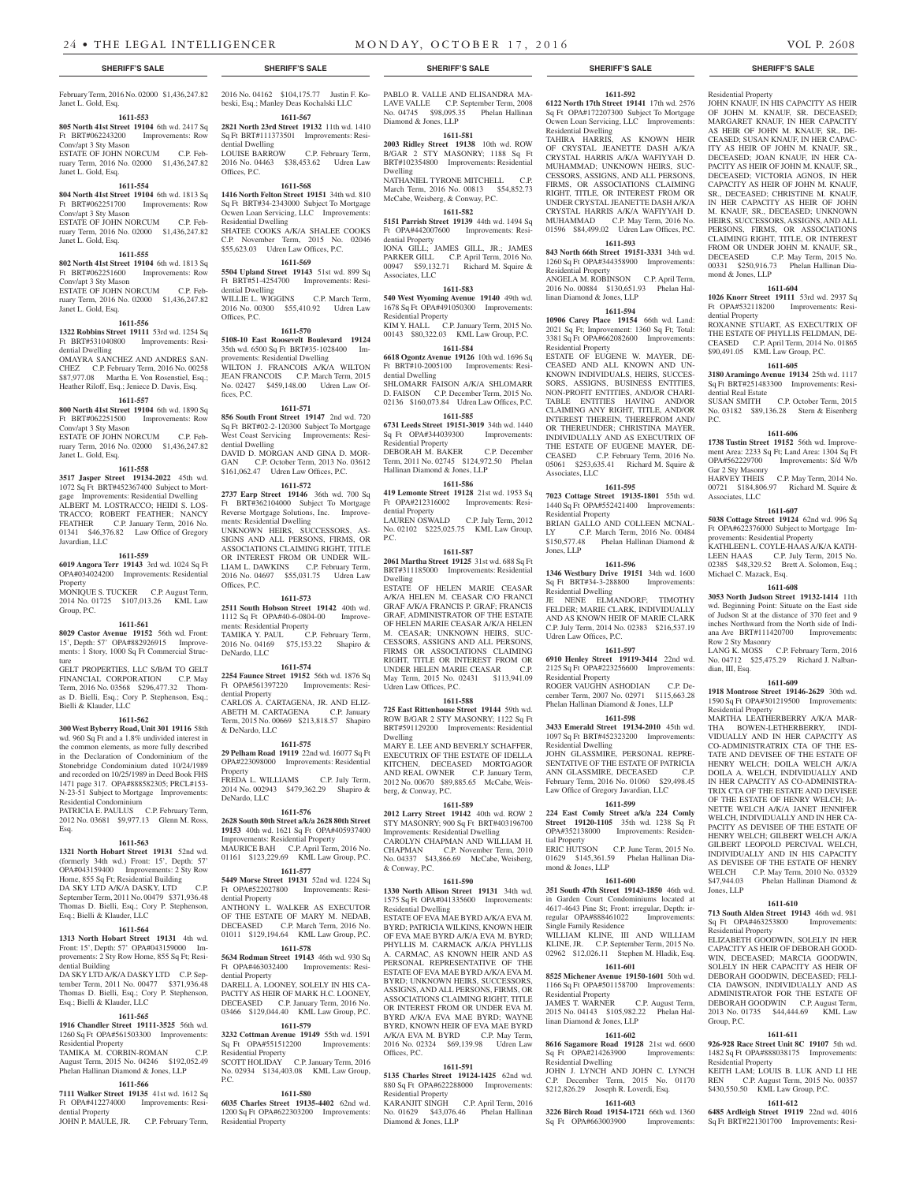**SHERIFF'S SALE**

February Term, 2016 No. 02000 $1,436,247.82 Janet L. Gold, Esq.

**1611-553**

**805 North 41st Street 19104** 6th wd. 2417 Sq Ft BRT#062243200 Improvements: Row Conv/apt 3 Sty Mason
ESTATE OF JOHN NORCUM C.P. February Term, 2016 No. 02000 $1,436,247.82 Janet L. Gold, Esq.

**1611-554**

**804 North 41st Street 19104** 6th wd. 1813 Sq Ft BRT#062251700 Improvements: Row Conv/apt 3 Sty Mason
ESTATE OF JOHN NORCUM C.P. February Term, 2016 No. 02000 $1,436,247.82 Janet L. Gold, Esq.

**1611-555**

**802 North 41st Street 19104** 6th wd. 1813 Sq Ft BRT#062251600 Improvements: Row Conv/apt 3 Sty Mason
ESTATE OF JOHN NORCUM C.P. February Term, 2016 No. 02000 $1,436,247.82 Janet L. Gold, Esq.

**1611-556**

**1322 Robbins Street 19111** 53rd wd. 1254 Sq Ft BRT#531040800 Improvements: Residential Dwelling
OMAYRA SANCHEZ AND ANDRES SANCHEZ C.P. February Term, 2016 No. 00258 $87,977.08 Martha E. Von Rosenstiel, Esq.; Heather Riloff, Esq.; Jeniece D. Davis, Esq.

**1611-557**

**800 North 41st Street 19104** 6th wd. 1890 Sq Ft BRT#062251500 Improvements: Row Conv/apt 3 Sty Mason
ESTATE OF JOHN NORCUM C.P. February Term, 2016 No. 02000 $1,436,247.82 Janet L. Gold, Esq.

**1611-558**

**3517 Jasper Street 19134-2022** 45th wd. 1072 Sq Ft BRT#452367400 Subject to Mortgage Improvements: Residential Dwelling
ALBERT M. LOSTRACCO; HEIDI S. LOSTRACCO; ROBERT FEATHER; NANCY FEATHER C.P. January Term, 2016 No. 01341 $46,376.82 Law Office of Gregory Javardian, LLC

**1611-559**

**6019 Angora Terr 19143** 3rd wd. 1024 Sq Ft OPA#034024200 Improvements: Residential Property
MONIQUE S. TUCKER C.P. August Term, 2014 No. 01725 $107,013.26 KML Law Group, P.C.

**1611-561**

**8029 Castor Avenue 19152** 56th wd. Front: 15', Depth: 57' OPA#882926915 Improvements: 1 Story, 1000 Sq Ft Commercial Structure
GELT PROPERTIES, LLC S/B/M TO GELT FINANCIAL CORPORATION C.P. May Term, 2016 No. 03568 $296,477.32 Thomas D. Bielli, Esq.; Cory P. Stephenson, Esq.; Bielli & Klauder, LLC

**1611-562**

**300 West Byberry Road, Unit 301 19116** 58th wd. 960 Sq Ft and a 1.8% undivided interest in the common elements, as more fully described in the Declaration of Condominium of the Stonebridge Condominium dated 10/24/1989 and recorded on 10/25/1989 in Deed Book FHS 1471 page 317. OPA#888582305; PRCL#153-N-23-51 Subject to Mortgage Improvements: Residential Condominium
PATRICIA E. PAULUS C.P. February Term, 2012 No. 03681 $9,977.13 Glenn M. Ross, Esq.

**1611-563**

**1321 North Hobart Street 19131** 52nd wd. (formerly 34th wd.) Front: 15', Depth: 57' OPA#043159400 Improvements: 2 Sty Row Home, 855 Sq Ft; Residential Building
DA SKY LTD A/K/A DASKY, LTD C.P. September Term, 2011 No. 00479 $371,936.48 Thomas D. Bielli, Esq.; Cory P. Stephenson, Esq.; Bielli & Klauder, LLC

**1611-564**

**1313 North Hobart Street 19131** 4th wd. Front: 15', Depth: 57' OPA#043159000 Improvements: 2 Sty Row Home, 855 Sq Ft; Residential Building
DA SKY LTD A/K/A DASKY LTD C.P. September Term, 2011 No. 00477 $371,936.48 Thomas D. Bielli, Esq.; Cory P. Stephenson, Esq.; Bielli & Klauder, LLC

**1611-565**

**1916 Chandler Street 19111-3525** 56th wd. 1260 Sq Ft OPA#561503300 Improvements: Residential Property
TAMIKA M. CORBIN-ROMAN C.P. August Term, 2015 No. 04246 $192,052.49 Phelan Hallinan Diamond & Jones, LLP

**1611-566**

**7111 Walker Street 19135** 41st wd. 1612 Sq Ft OPA#412274000 Improvements: Residential Property
JOHN P. MAULE, JR. C.P. February Term, 2016 No. 04162 $104,175.77 Justin F. Kobeski, Esq.; Manley Deas Kochalski LLC

**1611-567**

**2821 North 23rd Street 19132** 11th wd. 1410 Sq Ft BRT#111373501 Improvements: Residential Dwelling
LOUISE BARROW C.P. February Term, 2016 No. 04463 $38,453.62 Udren Law Offices, P.C.

**1611-568**

**1416 North Felton Street 19151** 34th wd. 810 Sq Ft BRT#34-2343000 Subject To Mortgage Ocwen Loan Servicing, LLC Improvements: Residential Dwelling
SHATEE COOKS A/K/A SHALEE COOKS C.P. November Term, 2015 No. 02046 $55,623.03 Udren Law Offices, P.C.

**1611-569**

**5504 Upland Street 19143** 51st wd. 899 Sq Ft BRT#51-4254700 Improvements: Residential Dwelling
WILLIE L. WIGGINS C.P. March Term, 2016 No. 00300 $55,410.92 Udren Law Offices, P.C.

**1611-570**

**5108-10 East Roosevelt Boulevard 19124** 35th wd. 6500 Sq Ft BRT#35-1028400 Improvements: Residential Dwelling
WILTON J. FRANCOIS A/K/A WILTON JEAN FRANCOIS C.P. March Term, 2015 No. 02427 $459,148.00 Udren Law Offices, P.C.

**1611-571**

**856 South Front Street 19147** 2nd wd. 720 Sq Ft BRT#02-2-120300 Subject To Mortgage West Coast Servicing Improvements: Residential Dwelling
DAVID D. MORGAN AND GINA D. MORGAN C.P. October Term, 2013 No. 03612 $161,062.47 Udren Law Offices, P.C.

**1611-572**

**2737 Earp Street 19146** 36th wd. 700 Sq Ft BRT#362104000 Subject To Mortgage Reverse Mortgage Solutions, Inc. Improvements: Residential Dwelling
UNKNOWN HEIRS, SUCCESSORS, ASSIGNS AND ALL PERSONS, FIRMS, OR ASSOCIATIONS CLAIMING RIGHT, TITLE OR INTEREST FROM OR UNDER WILLIAM L. DAWKINS C.P. February Term, 2016 No. 04697 $55,031.75 Udren Law Offices, P.C.

**1611-573**

**2511 South Hobson Street 19142** 40th wd. 1112 Sq Ft OPA#40-6-0804-00 Improvements: Residential Property
TAMIKA Y. PAUL C.P. February Term, 2016 No. 04169 $75,153.22 Shapiro & DeNardo, LLC

**1611-574**

**2254 Faunce Street 19152** 56th wd. 1876 Sq Ft OPA#561397200 Improvements: Residential Property
CARLOS A. CARTAGENA, JR. AND ELIZABETH M. CARTAGENA C.P. January Term, 2015 No. 00669 $213,818.57 Shapiro & DeNardo, LLC

**1611-575**

**29 Pelham Road 19119** 22nd wd. 16077 Sq Ft OPA#223098000 Improvements: Residential Property
FREDA L. WILLIAMS C.P. July Term, 2014 No. 002943 $479,362.29 Shapiro & DeNardo, LLC

**1611-576**

**2628 South 80th Street a/k/a 2628 80th Street 19153** 40th wd. 1621 Sq Ft OPA#405937400 Improvements: Residential Property
MAURICE BAH C.P. April Term, 2016 No. 01161 $123,229.69 KML Law Group, P.C.

**1611-577**

**5449 Morse Street 19131** 52nd wd. 1224 Sq Ft OPA#522027800 Improvements: Residential Property
ANTHONY L. WALKER AS EXECUTOR OF THE ESTATE OF MARY M. NEDAB, DECEASED C.P. March Term, 2016 No. 01011 $129,194.64 KML Law Group, P.C.

**1611-578**

**5634 Rodman Street 19143** 46th wd. 930 Sq Ft OPA#463032400 Improvements: Residential Property
DARELL A. LOONEY, SOLELY IN HIS CAPACITY AS HEIR OF MARK H.C. LOONEY, DECEASED C.P. January Term, 2016 No. 03466 $129,044.40 KML Law Group, P.C.

**1611-579**

**3232 Cottman Avenue 19149** 55th wd. 1591 Sq Ft OPA#551512200 Improvements: Residential Property
SCOTT HOLIDAY C.P. January Term, 2016 No. 02934 $134,403.08 KML Law Group, P.C.

**1611-580**

**6035 Charles Street 19135-4402** 62nd wd. 1200 Sq Ft OPA#622303200 Improvements: Residential Property
PABLO R. VALLE AND ELISANDRA MALAVE VALLE C.P. September Term, 2008 No. 04745 $98,095.35 Phelan Hallinan Diamond & Jones, LLP

**1611-581**

**2003 Ridley Street 19138** 10th wd. ROW B/GAR 2 STY MASONRY; 1188 Sq Ft BRT#102354800 Improvements: Residential Dwelling
NATHANIEL TYRONE MITCHELL C.P. March Term, 2016 No. 00813 $54,852.73 McCabe, Weisberg, & Conway, P.C.

**1611-582**

**5151 Parrish Street 19139** 44th wd. 1494 Sq Ft OPA#442007600 Improvements: Residential Property
IONA GILL; JAMES GILL, JR.; JAMES PARKER GILL C.P. April Term, 2016 No. 00947 $59,132.71 Richard M. Squire & Associates, LLC

**1611-583**

**540 West Wyoming Avenue 19140** 49th wd. 1678 Sq Ft OPA#491050300 Improvements: Residential Property
KIM Y. HALL C.P. January Term, 2015 No. 00143 $80,322.03 KML Law Group, P.C.

**1611-584**

**6618 Ogontz Avenue 19126** 10th wd. 1696 Sq Ft BRT#10-2005100 Improvements: Residential Dwelling
SHLOMARR FAISON A/K/A SHLOMARR D. FAISON C.P. December Term, 2015 No. 02136 $160,073.84 Udren Law Offices, P.C.

**1611-585**

**6731 Leeds Street 19151-3019** 34th wd. 1440 Sq Ft OPA#344039300 Improvements: Residential Property
DEBORAH M. BAKER C.P. December Term, 2011 No. 02745 $124,972.50 Phelan Hallinan Diamond & Jones, LLP

**1611-586**

**419 Lemonte Street 19128** 21st wd. 1953 Sq Ft OPA#212316002 Improvements: Residential Property
LAUREN OSWALD C.P. July Term, 2012 No. 02102 $225,025.75 KML Law Group, P.C.

**1611-587**

**2061 Martha Street 19125** 31st wd. 688 Sq Ft BRT#311185000 Improvements: Residential Dwelling
ESTATE OF HELEN MARIE CEASAR A/K/A HELEN M. CEASAR C/O FRANCI GRAF A/K/A FRANCIS P. GRAF; FRANCIS GRAF, ADMINISTRATOR OF THE ESTATE OF HELEN MARIE CEASAR A/K/A HELEN M. CEASAR; UNKNOWN HEIRS, SUCCESSORS, ASSIGNS, AND ALL PERSONS, FIRMS OR ASSOCIATIONS CLAIMING RIGHT, TITLE OR INTEREST FROM OR UNDER HELEN MARIE CEASAR C.P. May Term, 2015 No. 02431 $113,941.09 Udren Law Offices, P.C.

**1611-588**

**725 East Rittenhouse Street 19144** 59th wd. ROW B/GAR 2 STY MASONRY; 1122 Sq Ft BRT#591129200 Improvements: Residential Dwelling
MARY E. LEE AND BEVERLY SCHAFFER, EXECUTRIX OF THE ESTATE OF IDELLA KITCHEN, DECEASED MORTGAGOR AND REAL OWNER C.P. January Term, 2012 No. 00670 $89,885.65 McCabe, Weisberg, & Conway, P.C.

**1611-589**

**2012 Larry Street 19142** 40th wd. ROW 2 STY MASONRY; 900 Sq Ft BRT#403196700 Improvements: Residential Dwelling
CAROLYN CHAPMAN AND WILLIAM H. CHAPMAN C.P. November Term, 2010 No. 04337 $43,866.69 McCabe, Weisberg, & Conway, P.C.

**1611-590**

**1330 North Allison Street 19131** 34th wd. 1575 Sq Ft OPA#041335600 Improvements: Residential Dwelling
ESTATE OF EVA MAE BYRD A/K/A EVA M. BYRD; PATRICIA WILKINS, KNOWN HEIR OF EVA MAE BYRD A/K/A EVA M. BYRD; PHYLLIS M. CARMACK A/K/A PHYLLIS A. CARMAC, AS KNOWN HEIR AND AS PERSONAL REPRESENTATIVE OF THE ESTATE OF EVA MAE BYRD A/K/A EVA M. BYRD; UNKNOWN HEIRS, SUCCESSORS, ASSIGNS, AND ALL PERSONS, FIRMS, OR ASSOCIATIONS CLAIMING RIGHT, TITLE OR INTEREST FROM OR UNDER EVA M. BYRD A/K/A EVA MAE BYRD; WAYNE BYRD, KNOWN HEIR OF EVA MAE BYRD A/K/A EVA M. BYRD C.P. May Term, 2016 No. 02324 $69,139.98 Udren Law Offices, P.C.

**1611-591**

**5135 Charles Street 19124-1425** 62nd wd. 880 Sq Ft OPA#622288000 Improvements: Residential Property
KARANJIT SINGH C.P. April Term, 2016 No. 01629 $43,076.46 Phelan Hallinan Diamond & Jones, LLP

**1611-592**

**6122 North 17th Street 19141** 17th wd. 2576 Sq Ft OPA#172207300 Subject To Mortgage Ocwen Loan Servicing, LLC Improvements: Residential Dwelling
TAHIRA HARRIS, AS KNOWN HEIR OF CRYSTAL JEANETTE DASH A/K/A CRYSTAL HARRIS A/K/A WAFIYYAH D. MUHAMMAD; UNKNOWN HEIRS, SUCCESSORS, ASSIGNS, AND ALL PERSONS, FIRMS, OR ASSOCIATIONS CLAIMING RIGHT, TITLE, OR INTEREST FROM OR UNDER CRYSTAL JEANETTE DASH A/K/A CRYSTAL HARRIS A/K/A WAFIYYAH D. MUHAMMAD C.P. May Term, 2016 No. 01596 $84,499.02 Udren Law Offices, P.C.

**1611-593**

**843 North 66th Street 19151-3331** 34th wd. 1260 Sq Ft OPA#344358900 Improvements: Residential Property
ANGELA M. ROBINSON C.P. April Term, 2016 No. 00884 $130,651.93 Phelan Hallinan Diamond & Jones, LLP

**1611-594**

**10906 Carey Place 19154** 66th wd. Land: 2021 Sq Ft; Improvement: 1360 Sq Ft; Total: 3381 Sq Ft OPA#662082600 Improvements: Residential Property
ESTATE OF EUGENE W. MAYER, DECEASED AND ALL KNOWN AND UNKNOWN INDIVIDUALS, HEIRS, SUCCESSORS, ASSIGNS, BUSINESS ENTITIES, NON-PROFIT ENTITIES, AND/OR CHARITABLE ENTITIES HAVING AND/OR CLAIMING ANY RIGHT, TITLE, AND/OR INTEREST THEREIN, THEREFROM AND/OR THEREUNDER; CHRISTINA MAYER, INDIVIDUALLY AND AS EXECUTRIX OF THE ESTATE OF EUGENE MAYER, DECEASED C.P. February Term, 2016 No. 05061 $253,635.41 Richard M. Squire & Associates, LLC

**1611-595**

**7023 Cottage Street 19135-1801** 55th wd. 1440 Sq Ft OPA#552421400 Improvements: Residential Property
BRIAN GALLO AND COLLEEN MCNALLY C.P. March Term, 2016 No. 00484 $150,577.48 Phelan Hallinan Diamond & Jones, LLP

**1611-596**

**1346 Westbury Drive 19151** 34th wd. 1600 Sq Ft BRT#34-3-288800 Improvements: Residential Dwelling
JE NENE ELMANDORF; TIMOTHY FELDER; MARIE CLARK, INDIVIDUALLY AND AS KNOWN HEIR OF MARIE CLARK C.P. July Term, 2014 No. 02383 $216,537.19 Udren Law Offices, P.C.

**1611-597**

**6910 Henley Street 19119-3414** 22nd wd. 2125 Sq Ft OPA#223256600 Improvements: Residential Property
ROGER VAUGHN ASHODIAN C.P. December Term, 2007 No. 02971 $115,663.28 Phelan Hallinan Diamond & Jones, LLP

**1611-598**

**3433 Emerald Street 19134-2010** 45th wd. 1097 Sq Ft BRT#452323200 Improvements: Residential Dwelling
JOHN GLASSMIRE, PERSONAL REPRESENTATIVE OF THE ESTATE OF PATRICIA ANN GLASSMIRE, DECEASED C.P. February Term, 2016 No. 01060 $29,498.45 Law Office of Gregory Javardian, LLC

**1611-599**

**224 East Comly Street a/k/a 224 Comly Street 19120-1105** 35th wd. 1238 Sq Ft OPA#352138000 Improvements: Residential Property
ERIC HUTSON C.P. June Term, 2015 No. 01629 $145,361.59 Phelan Hallinan Diamond & Jones, LLP

**1611-600**

**351 South 47th Street 19143-1850** 46th wd. in Garden Court Condominiums located at 4617-4643 Pine St; Front: irregular, Depth: irregular OPA#888461022 Improvements: Single Family Residence
WILLIAM KLINE, III AND WILLIAM KLINE, JR. C.P. September Term, 2015 No. 02962 $12,026.11 Stephen M. Hladik, Esq.

**1611-601**

**8525 Michener Avenue 19150-1601** 50th wd. 1166 Sq Ft OPA#501158700 Improvements: Residential Property
JAMES T. WARNER C.P. August Term, 2015 No. 04143 $105,982.22 Phelan Hallinan Diamond & Jones, LLP

**1611-602**

**8616 Sagamore Road 19128** 21st wd. 6600 Sq Ft OPA#214263900 Improvements: Residential Dwelling
JOHN J. LYNCH AND JOHN C. LYNCH C.P. December Term, 2015 No. 01170 $212,826.29 Joseph R. Loverdi, Esq.

**1611-603**

**3226 Birch Road 19154-1721** 66th wd. 1360 Sq Ft OPA#663003900 Improvements: Residential Property
JOHN KNAUF, IN HIS CAPACITY AS HEIR OF JOHN M. KNAUF, SR. DECEASED; MARGARET KNAUF, IN HER CAPACITY AS HEIR OF JOHN M. KNAUF, SR., DECEASED; SUSAN KNAUF, IN HER CAPACITY AS HEIR OF JOHN M. KNAUF, SR., DECEASED; JOAN KNAUF, IN HER CAPACITY AS HEIR OF JOHN M. KNAUF, SR., DECEASED; VICTORIA AGNOS, IN HER CAPACITY AS HEIR OF JOHN M. KNAUF, SR., DECEASED; CHRISTINE M. KNAUF, IN HER CAPACITY AS HEIR OF JOHN M. KNAUF, SR., DECEASED; UNKNOWN HEIRS, SUCCESSORS, ASSIGNS, AND ALL PERSONS, FIRMS, OR ASSOCIATIONS CLAIMING RIGHT, TITLE, OR INTEREST FROM OR UNDER JOHN M. KNAUF, SR., DECEASED C.P. May Term, 2015 No. 00331 $250,916.73 Phelan Hallinan Diamond & Jones, LLP

**1611-604**

**1026 Knorr Street 19111** 53rd wd. 2937 Sq Ft OPA#532118200 Improvements: Residential Property
ROXANNE STUART, AS EXECUTRIX OF THE ESTATE OF PHYLLIS FELDMAN, DECEASED C.P. April Term, 2014 No. 01865 $90,491.05 KML Law Group, P.C.

**1611-605**

**3180 Aramingo Avenue 19134** 25th wd. 1117 Sq Ft BRT#251483300 Improvements: Residential Real Estate
SUSAN SMITH C.P. October Term, 2015 No. 03182 $89,136.28 Stern & Eisenberg P.C.

**1611-606**

**1738 Tustin Street 19152** 56th wd. Improvement Area: 2233 Sq Ft; Land Area: 1304 Sq Ft OPA#562229700 Improvements: S/d W/b Gar 2 Sty Masonry
HARVEY THEIS C.P. May Term, 2014 No. 00721 $184,806.97 Richard M. Squire & Associates, LLC

**1611-607**

**5038 Cottage Street 19124** 62nd wd. 996 Sq Ft OPA#622376000 Subject to Mortgage Improvements: Residential Property
KATHLEEN L. COYLE-HAAS A/K/A KATHLEEN HAAS C.P. July Term, 2015 No. 02385 $48,329.52 Brett A. Solomon, Esq.; Michael C. Mazack, Esq.

**1611-608**

**3053 North Judson Street 19132-1414** 11th wd. Beginning Point: Situate on the East side of Judson St at the distance of 370 feet and 9 inches Northward from the North side of Indiana Ave BRT#111420700 Improvements: Row 2 Sty Masonry
LANG K. MOSS C.P. February Term, 2016 No. 04712 $25,475.29 Richard J. Nalbandian, III, Esq.

**1611-609**

**1918 Montrose Street 19146-2629** 30th wd. 1590 Sq Ft OPA#301219500 Improvements: Residential Property
MARTHA LEATHERBERRY A/K/A MARTHA BOWEN-LETHERBERRY, INDIVIDUALLY AND IN HER CAPACITY AS CO-ADMINISTRATRIX CTA OF THE ESTATE AND DEVISEE OF THE ESTATE OF HENRY WELCH; DOILA WELCH A/K/A DOILA A. WELCH, INDIVIDUALLY AND IN HER CAPACITY AS CO-ADMINISTRATRIX CTA OF THE ESTATE AND DEVISEE OF THE ESTATE OF HENRY WELCH; JANETTE WELCH A/K/A JANET JENNIFER WELCH, INDIVIDUALLY AND IN HER CAPACITY AS DEVISEE OF THE ESTATE OF HENRY WELCH; GILBERT WELCH A/K/A GILBERT LEOPOLD PERCIVAL WELCH, INDIVIDUALLY AND IN HIS CAPACITY AS DEVISEE OF THE ESTATE OF HENRY WELCH C.P. May Term, 2010 No. 03329 $47,944.03 Phelan Hallinan Diamond & Jones, LLP

**1611-610**

**713 South Alden Street 19143** 46th wd. 981 Sq Ft OPA#463253800 Improvements: Residential Property
ELIZABETH GOODWIN, SOLELY IN HER CAPACITY AS HEIR OF DEBORAH GOODWIN, DECEASED; MARCIA GOODWIN, SOLELY IN HER CAPACITY AS HEIR OF DEBORAH GOODWIN, DECEASED; FELICIA DAWSON, INDIVIDUALLY AND AS ADMINISTRATOR FOR THE ESTATE OF DEBORAH GOODWIN C.P. August Term, 2013 No. 01735 $44,444.69 KML Law Group, P.C.

**1611-611**

**926-928 Race Street Unit 8C 19107** 5th wd. 1482 Sq Ft OPA#888038175 Improvements: Residential Property
KEITH LAM; LOUIS B. LUK AND LI HE REN C.P. August Term, 2015 No. 00357 $430,550.50 KML Law Group, P.C.

**1611-612**

**6485 Ardleigh Street 19119** 22nd wd. 4016 Sq Ft BRT#221301700 Improvements: Residential Dwelling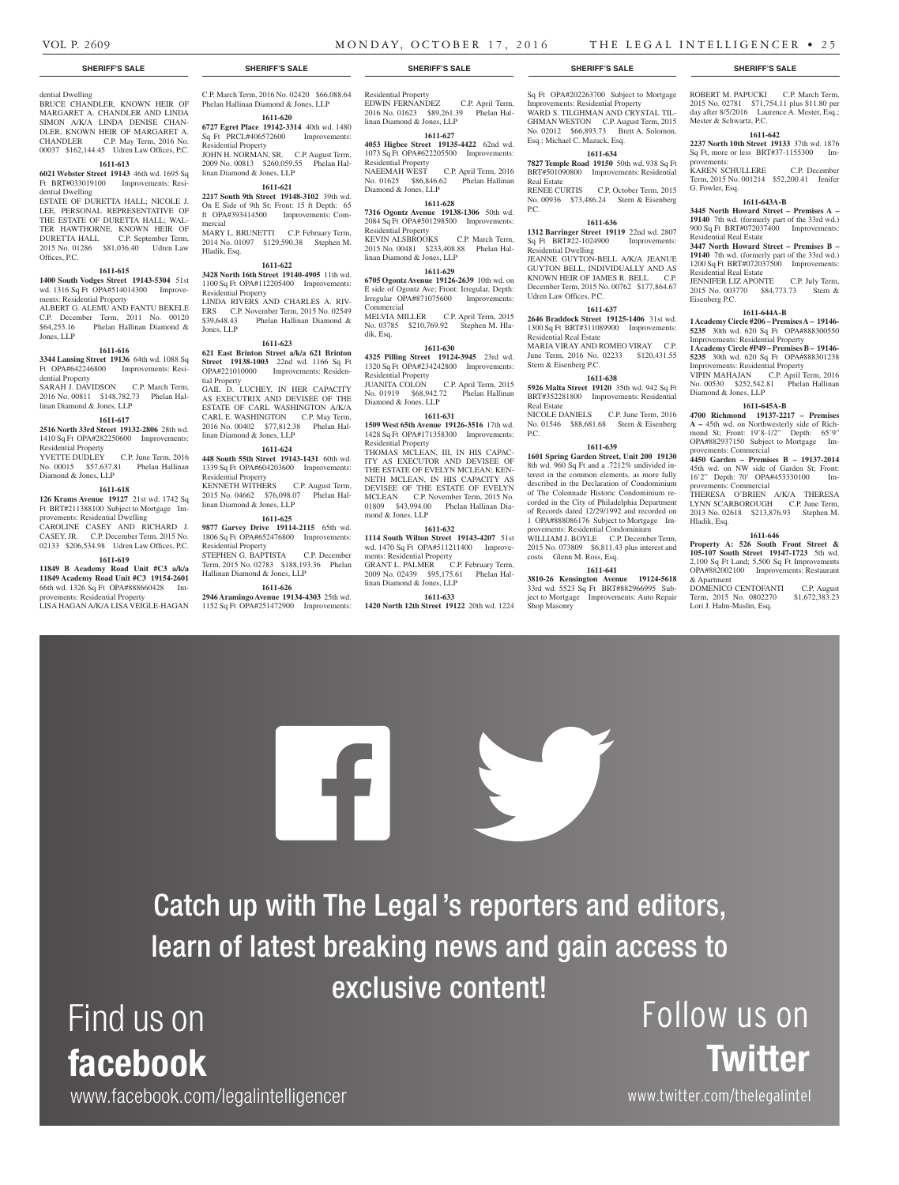## SHERIFF'S SALE

dential Dwelling
BRUCE CHANDLER, KNOWN HEIR OF MARGARET A. CHANDLER AND LINDA SIMON A/K/A LINDA DENISE CHANDLER, KNOWN HEIR OF MARGARET A. CHANDLER C.P. May Term, 2016 No. 00037 $162,144.45 Udren Law Offices, P.C.

**1611-613**
**6021 Webster Street 19143** 46th wd. 1695 Sq Ft BRT#033019100 Improvements: Residential Dwelling
ESTATE OF DURETTA HALL; NICOLE J. LEE, PERSONAL REPRESENTATIVE OF THE ESTATE OF DURETTA HALL; WALTER HAWTHORNE, KNOWN HEIR OF DURETTA HALL C.P. September Term, 2015 No. 01286 $81,036.40 Udren Law Offices, P.C.

**1611-615**
**1400 South Vodges Street 19143-5304** 51st wd. 1316 Sq Ft OPA#514014300 Improvements: Residential Property
ALBERT G. ALEMU AND FANTU BEKELE C.P. December Term, 2011 No. 00120 $64,253.16 Phelan Hallinan Diamond & Jones, LLP

**1611-616**
**3344 Lansing Street 19136** 64th wd. 1088 Sq Ft OPA#642246800 Improvements: Residential Property
SARAH J. DAVIDSON C.P. March Term, 2016 No. 00811 $148,782.73 Phelan Hallinan Diamond & Jones, LLP

**1611-617**
**2516 North 33rd Street 19132-2806** 28th wd. 1410 Sq Ft OPA#282250600 Improvements: Residential Property
YVETTE DUDLEY C.P. June Term, 2016 No. 00015 $57,637.81 Phelan Hallinan Diamond & Jones, LLP

**1611-618**
**126 Krams Avenue 19127** 21st wd. 1742 Sq Ft BRT#211388100 Subject to Mortgage Improvements: Residential Dwelling
CAROLINE CASEY AND RICHARD J. CASEY, JR. C.P. December Term, 2015 No. 02133 $206,534.98 Udren Law Offices, P.C.

**1611-619**
**11849 B Academy Road Unit #C3 a/k/a 11849 Academy Road Unit #C3 19154-2601** 66th wd. 1326 Sq Ft OPA#888660428 Improvements: Residential Property
LISA HAGAN A/K/A LISA VEIGLE-HAGAN C.P. March Term, 2016 No. 02420 $66,088.64 Phelan Hallinan Diamond & Jones, LLP

**1611-620**
**6727 Egret Place 19142-3314** 40th wd. 1480 Sq Ft PRCL#406572600 Improvements: Residential Property
JOHN H. NORMAN, SR. C.P. August Term, 2009 No. 00813 $260,059.55 Phelan Hallinan Diamond & Jones, LLP

**1611-621**
**2217 South 9th Street 19148-3102** 39th wd. On E Side of 9th St; Front: 15 ft Depth: 65 ft OPA#393414500 Improvements: Commercial
MARY L. BRUNETTI C.P. February Term, 2014 No. 01097 $129,590.38 Stephen M. Hladik, Esq.

**1611-622**
**3428 North 16th Street 19140-4905** 11th wd. 1100 Sq Ft OPA#112205400 Improvements: Residential Property
LINDA RIVERS AND CHARLES A. RIVERS C.P. November Term, 2015 No. 02549 $39,648.43 Phelan Hallinan Diamond & Jones, LLP

**1611-623**
**621 East Brinton Street a/k/a 621 Brinton Street 19138-1003** 22nd wd. 1166 Sq Ft OPA#221010000 Improvements: Residential Property
GAIL D. LUCHEY, IN HER CAPACITY AS EXECUTRIX AND DEVISEE OF THE ESTATE OF CARL WASHINGTON A/K/A CARL E. WASHINGTON C.P. May Term, 2016 No. 00402 $77,812.38 Phelan Hallinan Diamond & Jones, LLP

**1611-624**
**448 South 55th Street 19143-1431** 60th wd. 1339 Sq Ft OPA#604203600 Improvements: Residential Property
KENNETH WITHERS C.P. August Term, 2015 No. 04662 $76,098.07 Phelan Hallinan Diamond & Jones, LLP

**1611-625**
**9877 Garvey Drive 19114-2115** 65th wd. 1806 Sq Ft OPA#652476800 Improvements: Residential Property
STEPHEN G. BAPTISTA C.P. December Term, 2015 No. 02783 $188,193.36 Phelan Hallinan Diamond & Jones, LLP

**1611-626**
**2946 Aramingo Avenue 19134-4303** 25th wd. 1152 Sq Ft OPA#251472900 Improvements: Residential Property
EDWIN FERNANDEZ C.P. April Term, 2016 No. 01623 $89,261.39 Phelan Hallinan Diamond & Jones, LLP

**1611-627**
**4053 Higbee Street 19135-4422** 62nd wd. 1073 Sq Ft OPA#622205500 Improvements: Residential Property
NAEEMAH WEST C.P. April Term, 2016 No. 01625 $86,846.62 Phelan Hallinan Diamond & Jones, LLP

**1611-628**
**7316 Ogontz Avenue 19138-1306** 50th wd. 2084 Sq Ft OPA#501298500 Improvements: Residential Property
KEVIN ALSBROOKS C.P. March Term, 2015 No. 00481 $233,408.88 Phelan Hallinan Diamond & Jones, LLP

**1611-629**
**6705 Ogontz Avenue 19126-2639** 10th wd. on E side of Ogontz Ave; Front: Irregular, Depth: Irregular OPA#871075600 Improvements: Commercial
MELVIA MILLER C.P. April Term, 2015 No. 03785 $210,769.92 Stephen M. Hladik, Esq.

**1611-630**
**4325 Pilling Street 19124-3945** 23rd wd. 1320 Sq Ft OPA#234242800 Improvements: Residential Property
JUANITA COLON C.P. April Term, 2015 No. 01919 $68,942.72 Phelan Hallinan Diamond & Jones, LLP

**1611-631**
**1509 West 65th Avenue 19126-3516** 17th wd. 1428 Sq Ft OPA#171358300 Improvements: Residential Property
THOMAS MCLEAN, III, IN HIS CAPACITY AS EXECUTOR AND DEVISEE OF THE ESTATE OF EVELYN MCLEAN; KENNETH MCLEAN, IN HIS CAPACITY AS DEVISEE OF THE ESTATE OF EVELYN MCLEAN C.P. November Term, 2015 No. 01809 $43,994.00 Phelan Hallinan Diamond & Jones, LLP

**1611-632**
**1114 South Wilton Street 19143-4207** 51st wd. 1470 Sq Ft OPA#511211400 Improvements: Residential Property
GRANT L. PALMER C.P. February Term, 2009 No. 02439 $95,175.61 Phelan Hallinan Diamond & Jones, LLP

**1611-633**
**1420 North 12th Street 19122** 20th wd. 1224 Sq Ft OPA#202263700 Subject to Mortgage Improvements: Residential Property
WARD S. TILGHMAN AND CRYSTAL TILGHMAN WESTON C.P. August Term, 2015 No. 02012 $66,893.73 Brett A. Solomon, Esq.; Michael C. Mazack, Esq.

**1611-634**
**7827 Temple Road 19150** 50th wd. 938 Sq Ft BRT#501090800 Improvements: Residential Real Estate
RENEE CURTIS C.P. October Term, 2015 No. 00936 $73,486.24 Stern & Eisenberg P.C.

**1611-636**
**1312 Barringer Street 19119** 22nd wd. 2807 Sq Ft BRT#22-1024900 Improvements: Residential Dwelling
JEANNE GUYTON-BELL A/K/A JEANUE GUYTON BELL, INDIVIDUALLY AND AS KNOWN HEIR OF JAMES R. BELL C.P. December Term, 2015 No. 00762 $177,864.67 Udren Law Offices, P.C.

**1611-637**
**2646 Braddock Street 19125-1406** 31st wd. 1300 Sq Ft BRT#311089900 Improvements: Residential Real Estate
MARIA VIRAY AND ROMEO VIRAY C.P. June Term, 2016 No. 02233 $120,431.55 Stern & Eisenberg P.C.

**1611-638**
**5926 Malta Street 19120** 35th wd. 942 Sq Ft BRT#352281800 Improvements: Residential Real Estate
NICOLE DANIELS C.P. June Term, 2016 No. 01546 $88,681.68 Stern & Eisenberg P.C.

**1611-639**
**1601 Spring Garden Street, Unit 200 19130** 8th wd. 960 Sq Ft and a .7212% undivided interest in the common elements, as more fully described in the Declaration of Condominium of The Colonnade Historic Condominium recorded in the City of Philadelphia Department of Records dated 12/29/1992 and recorded on 1 OPA#888086176 Subject to Mortgage Improvements: Residential Condominium
WILLIAM J. BOYLE C.P. December Term, 2015 No. 073809 $6,811.43 plus interest and costs Glenn M. Ross, Esq.

**1611-641**
**3810-26 Kensington Avenue 19124-5618** 33rd wd. 5523 Sq Ft BRT#882966995 Subject to Mortgage Improvements: Auto Repair Shop Masonry
ROBERT M. PAPUCKI C.P. March Term, 2015 No. 02781 $71,754.11 plus $11.80 per day after 8/5/2016 Laurence A. Mester, Esq.; Mester & Schwartz, P.C.

**1611-642**
**2237 North 10th Street 19133** 37th wd. 1876 Sq Ft, more or less BRT#37-1155300 Improvements:
KAREN SCHULLERE C.P. December Term, 2015 No. 001214 $52,200.41 Jenifer G. Fowler, Esq.

**1611-643A-B**
**3445 North Howard Street – Premises A – 19140** 7th wd. (formerly part of the 33rd wd.) 900 Sq Ft BRT#072037400 Improvements: Residential Real Estate
**3447 North Howard Street – Premises B – 19140** 7th wd. (formerly part of the 33rd wd.) 1200 Sq Ft BRT#072037500 Improvements: Residential Real Estate
JENNIFER LIZ APONTE C.P. July Term, 2015 No. 003770 $84,773.73 Stern & Eisenberg P.C.

**1611-644A-B**
**1 Academy Circle #206 – Premises A – 19146-5235** 30th wd. 620 Sq Ft OPA#888300550 Improvements: Residential Property
**1 Academy Circle #P49 – Premises B – 19146-5235** 30th wd. 620 Sq Ft OPA#888301238 Improvements: Residential Property
VIPIN MAHAJAN C.P. April Term, 2016 No. 00530 $252,542.81 Phelan Hallinan Diamond & Jones, LLP

**1611-645A-B**
**4700 Richmond 19137-2217 – Premises A –** 45th wd. on Northwesterly side of Richmond St; Front: 19'8-1/2" Depth: 65'9" OPA#882937150 Subject to Mortgage Improvements: Commercial
**4450 Garden – Premises B – 19137-2014** 45th wd. on NW side of Garden St; Front: 16'2" Depth: 70' OPA#453330100 Improvements: Commercial
THERESA O'BRIEN A/K/A THERESA LYNN SCARBOROUGH C.P. June Term, 2013 No. 02618 $213,876.93 Stephen M. Hladik, Esq.

**1611-646**
**Property A: 526 South Front Street & 105-107 South Street 19147-1723** 5th wd. 2,100 Sq Ft Land; 5,500 Sq Ft Improvements OPA#882002100 Improvements: Restaurant & Apartment
DOMENICO CENTOFANTI C.P. August Term, 2015 No. 0802270 $1,672,383.23 Lori J. Hahn-Maslin, Esq.

Catch up with The Legal's reporters and editors, learn of latest breaking news and gain access to exclusive content!

Find us on **facebook**
www.facebook.com/legalintelligencer

Follow us on **Twitter**
www.twitter.com/thelegalintel